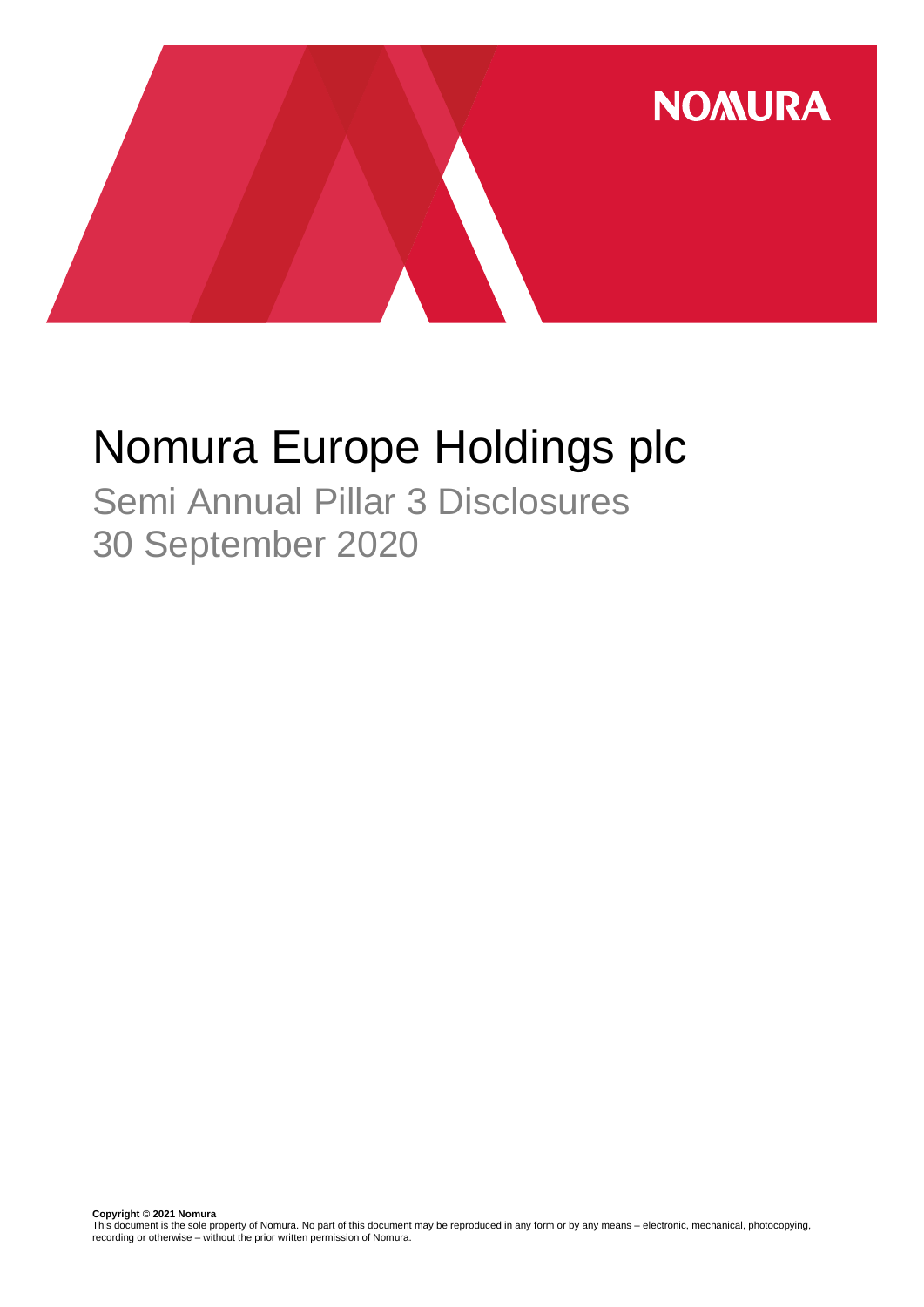NOMURA

# Nomura Europe Holdings plc

## Semi Annual Pillar 3 Disclosures
## 30 September 2020

**Copyright © 2021 Nomura**
This document is the sole property of Nomura. No part of this document may be reproduced in any form or by any means – electronic, mechanical, photocopying, recording or otherwise – without the prior written permission of Nomura.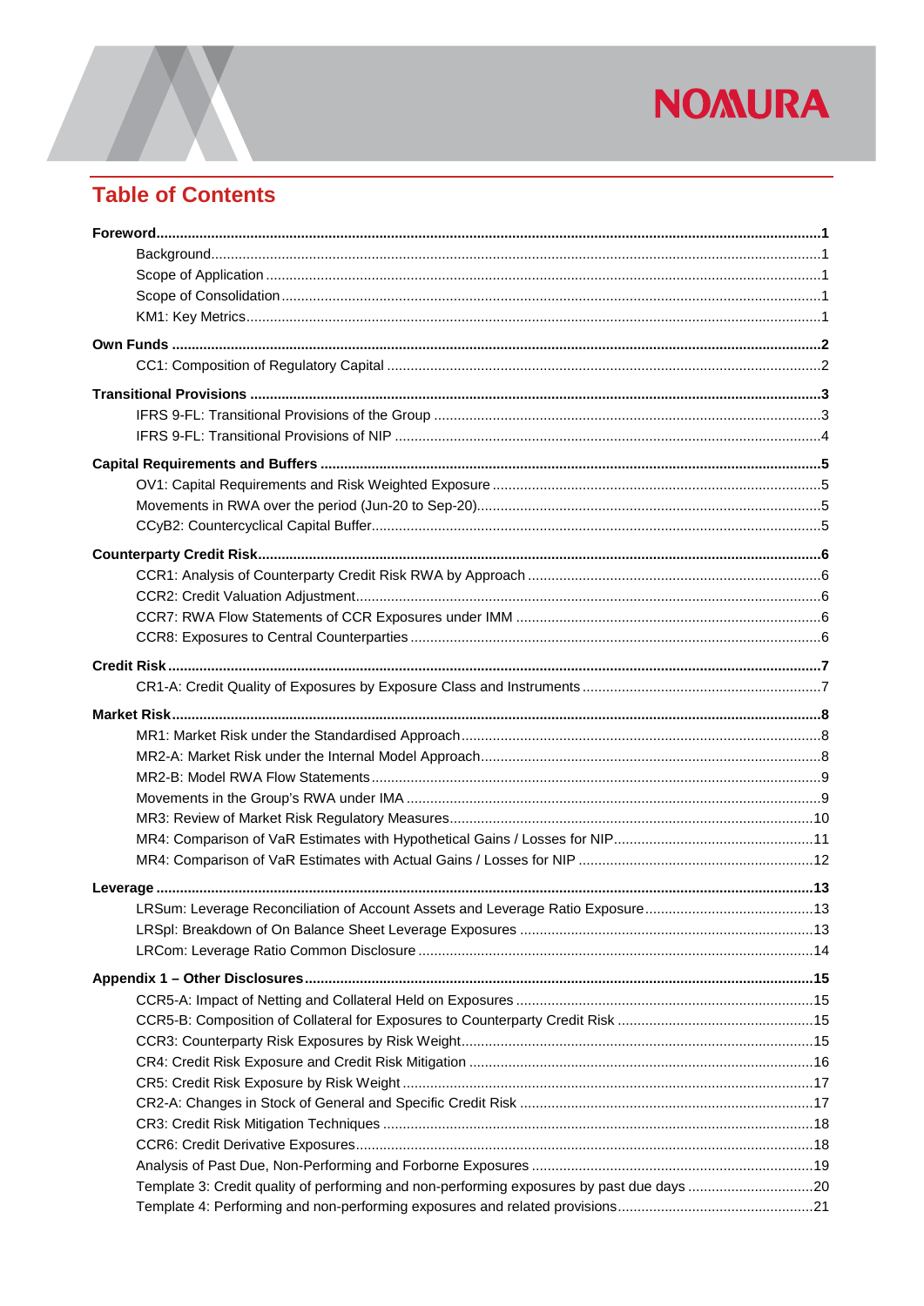# Table of Contents

**Foreword** ..... **1**
- Background ..... 1
- Scope of Application ..... 1
- Scope of Consolidation ..... 1
- KM1: Key Metrics ..... 1

**Own Funds** ..... **2**
- CC1: Composition of Regulatory Capital ..... 2

**Transitional Provisions** ..... **3**
- IFRS 9-FL: Transitional Provisions of the Group ..... 3
- IFRS 9-FL: Transitional Provisions of NIP ..... 4

**Capital Requirements and Buffers** ..... **5**
- OV1: Capital Requirements and Risk Weighted Exposure ..... 5
- Movements in RWA over the period (Jun-20 to Sep-20) ..... 5
- CCyB2: Countercyclical Capital Buffer ..... 5

**Counterparty Credit Risk** ..... **6**
- CCR1: Analysis of Counterparty Credit Risk RWA by Approach ..... 6
- CCR2: Credit Valuation Adjustment ..... 6
- CCR7: RWA Flow Statements of CCR Exposures under IMM ..... 6
- CCR8: Exposures to Central Counterparties ..... 6

**Credit Risk** ..... **7**
- CR1-A: Credit Quality of Exposures by Exposure Class and Instruments ..... 7

**Market Risk** ..... **8**
- MR1: Market Risk under the Standardised Approach ..... 8
- MR2-A: Market Risk under the Internal Model Approach ..... 8
- MR2-B: Model RWA Flow Statements ..... 9
- Movements in the Group's RWA under IMA ..... 9
- MR3: Review of Market Risk Regulatory Measures ..... 10
- MR4: Comparison of VaR Estimates with Hypothetical Gains / Losses for NIP ..... 11
- MR4: Comparison of VaR Estimates with Actual Gains / Losses for NIP ..... 12

**Leverage** ..... **13**
- LRSum: Leverage Reconciliation of Account Assets and Leverage Ratio Exposure ..... 13
- LRSpl: Breakdown of On Balance Sheet Leverage Exposures ..... 13
- LRCom: Leverage Ratio Common Disclosure ..... 14

**Appendix 1 – Other Disclosures** ..... **15**
- CCR5-A: Impact of Netting and Collateral Held on Exposures ..... 15
- CCR5-B: Composition of Collateral for Exposures to Counterparty Credit Risk ..... 15
- CCR3: Counterparty Risk Exposures by Risk Weight ..... 15
- CR4: Credit Risk Exposure and Credit Risk Mitigation ..... 16
- CR5: Credit Risk Exposure by Risk Weight ..... 17
- CR2-A: Changes in Stock of General and Specific Credit Risk ..... 17
- CR3: Credit Risk Mitigation Techniques ..... 18
- CCR6: Credit Derivative Exposures ..... 18
- Analysis of Past Due, Non-Performing and Forborne Exposures ..... 19
- Template 3: Credit quality of performing and non-performing exposures by past due days ..... 20
- Template 4: Performing and non-performing exposures and related provisions ..... 21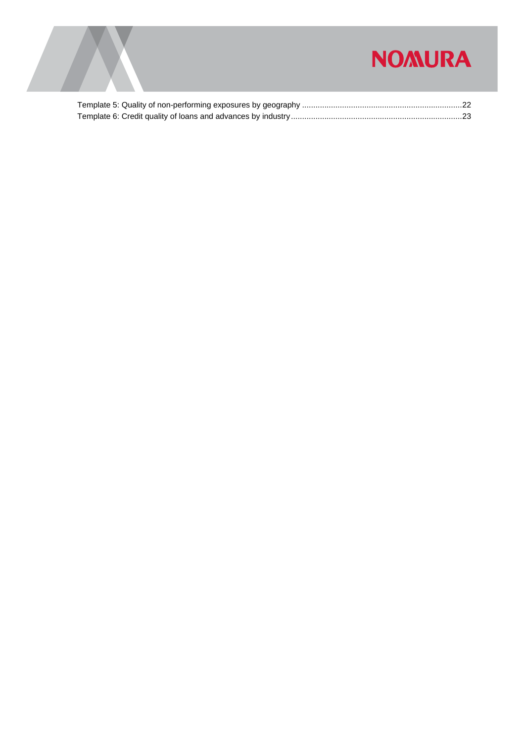Template 5: Quality of non-performing exposures by geography ........................................................................22
Template 6: Credit quality of loans and advances by industry ............................................................................23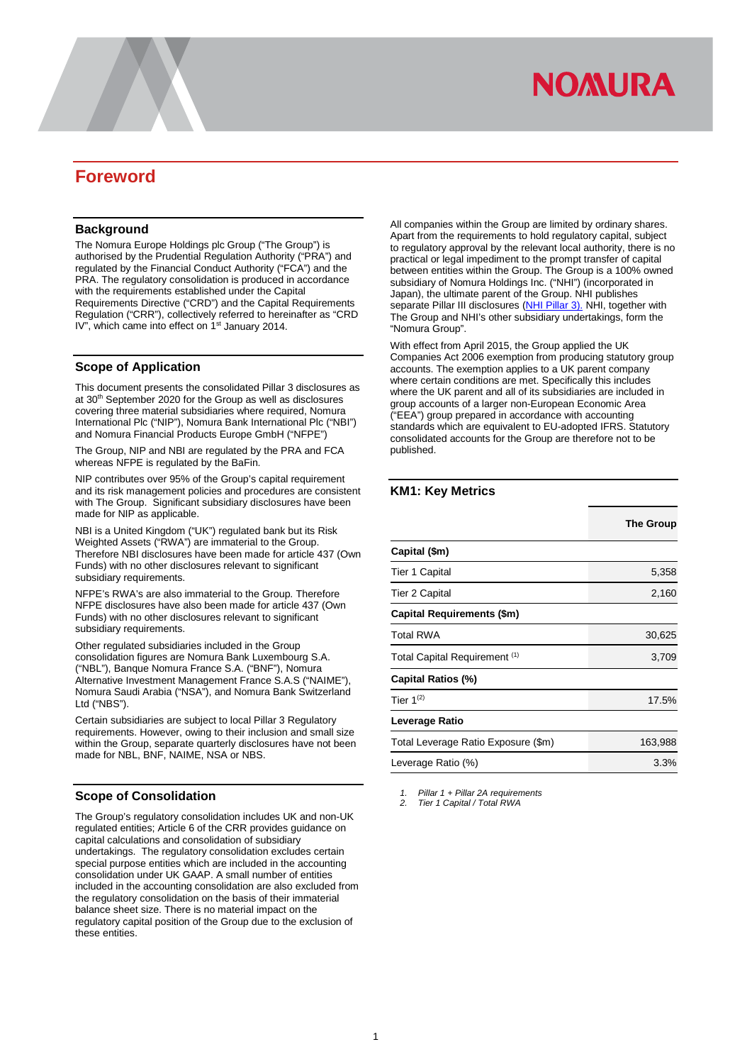# Foreword

## Background

The Nomura Europe Holdings plc Group ("The Group") is authorised by the Prudential Regulation Authority ("PRA") and regulated by the Financial Conduct Authority ("FCA") and the PRA. The regulatory consolidation is produced in accordance with the requirements established under the Capital Requirements Directive ("CRD") and the Capital Requirements Regulation ("CRR"), collectively referred to hereinafter as "CRD IV", which came into effect on 1st January 2014.

## Scope of Application

This document presents the consolidated Pillar 3 disclosures as at 30th September 2020 for the Group as well as disclosures covering three material subsidiaries where required, Nomura International Plc ("NIP"), Nomura Bank International Plc ("NBI") and Nomura Financial Products Europe GmbH ("NFPE")

The Group, NIP and NBI are regulated by the PRA and FCA whereas NFPE is regulated by the BaFin.

NIP contributes over 95% of the Group's capital requirement and its risk management policies and procedures are consistent with The Group. Significant subsidiary disclosures have been made for NIP as applicable.

NBI is a United Kingdom ("UK") regulated bank but its Risk Weighted Assets ("RWA") are immaterial to the Group. Therefore NBI disclosures have been made for article 437 (Own Funds) with no other disclosures relevant to significant subsidiary requirements.

NFPE's RWA's are also immaterial to the Group. Therefore NFPE disclosures have also been made for article 437 (Own Funds) with no other disclosures relevant to significant subsidiary requirements.

Other regulated subsidiaries included in the Group consolidation figures are Nomura Bank Luxembourg S.A. ("NBL"), Banque Nomura France S.A. ("BNF"), Nomura Alternative Investment Management France S.A.S ("NAIME"), Nomura Saudi Arabia ("NSA"), and Nomura Bank Switzerland Ltd ("NBS").

Certain subsidiaries are subject to local Pillar 3 Regulatory requirements. However, owing to their inclusion and small size within the Group, separate quarterly disclosures have not been made for NBL, BNF, NAIME, NSA or NBS.

## Scope of Consolidation

The Group's regulatory consolidation includes UK and non-UK regulated entities; Article 6 of the CRR provides guidance on capital calculations and consolidation of subsidiary undertakings. The regulatory consolidation excludes certain special purpose entities which are included in the accounting consolidation under UK GAAP. A small number of entities included in the accounting consolidation are also excluded from the regulatory consolidation on the basis of their immaterial balance sheet size. There is no material impact on the regulatory capital position of the Group due to the exclusion of these entities.

All companies within the Group are limited by ordinary shares. Apart from the requirements to hold regulatory capital, subject to regulatory approval by the relevant local authority, there is no practical or legal impediment to the prompt transfer of capital between entities within the Group. The Group is a 100% owned subsidiary of Nomura Holdings Inc. ("NHI") (incorporated in Japan), the ultimate parent of the Group. NHI publishes separate Pillar III disclosures (NHI Pillar 3). NHI, together with The Group and NHI's other subsidiary undertakings, form the "Nomura Group".

With effect from April 2015, the Group applied the UK Companies Act 2006 exemption from producing statutory group accounts. The exemption applies to a UK parent company where certain conditions are met. Specifically this includes where the UK parent and all of its subsidiaries are included in group accounts of a larger non-European Economic Area ("EEA") group prepared in accordance with accounting standards which are equivalent to EU-adopted IFRS. Statutory consolidated accounts for the Group are therefore not to be published.

## KM1: Key Metrics

| | The Group |
|---|---|
| **Capital ($m)** | |
| Tier 1 Capital | 5,358 |
| Tier 2 Capital | 2,160 |
| **Capital Requirements ($m)** | |
| Total RWA | 30,625 |
| Total Capital Requirement [1] | 3,709 |
| **Capital Ratios (%)** | |
| Tier 1[2] | 17.5% |
| **Leverage Ratio** | |
| Total Leverage Ratio Exposure ($m) | 163,988 |
| Leverage Ratio (%) | 3.3% |

1. *Pillar 1 + Pillar 2A requirements*
2. *Tier 1 Capital / Total RWA*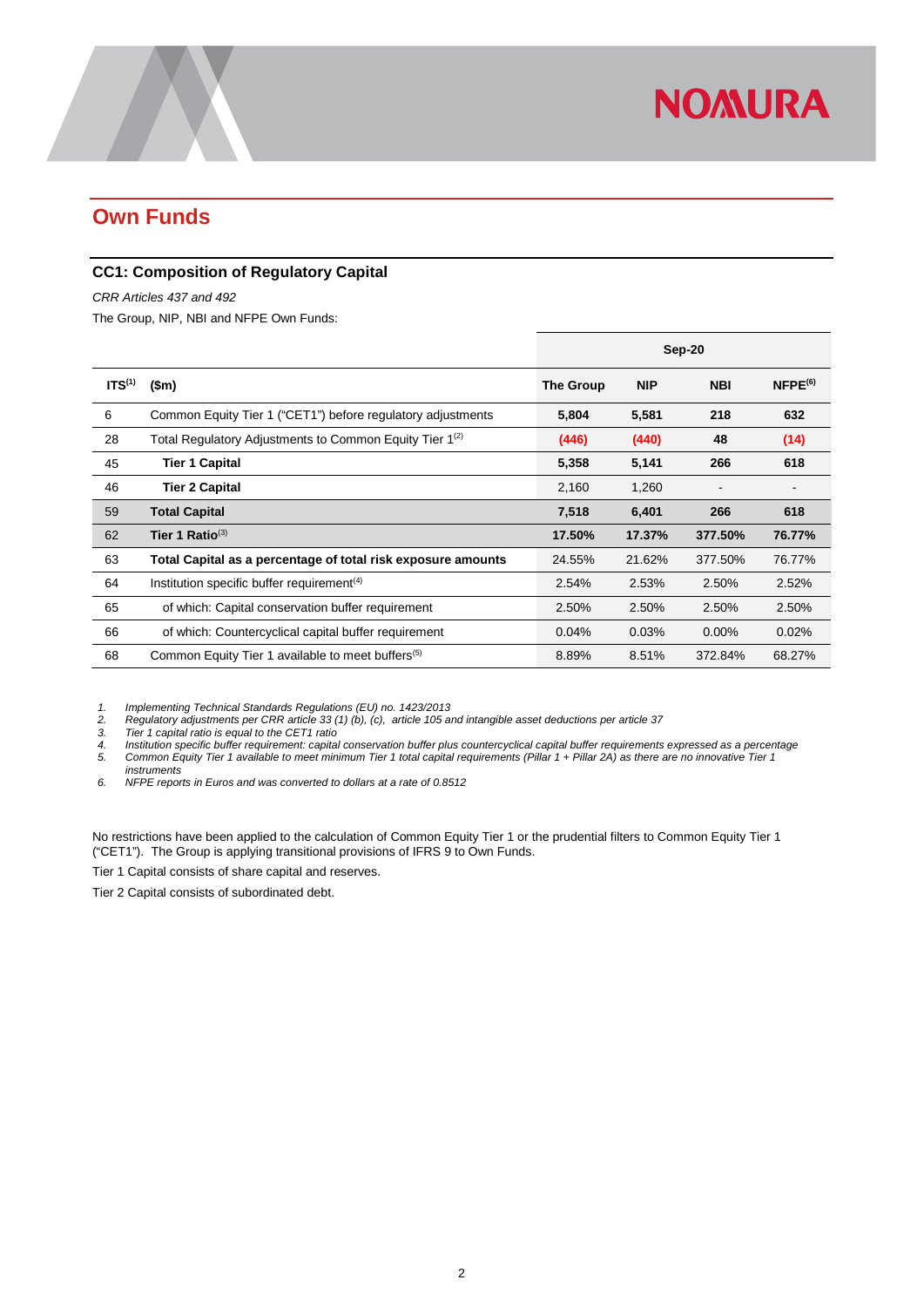## Own Funds

### CC1: Composition of Regulatory Capital

*CRR Articles 437 and 492*

The Group, NIP, NBI and NFPE Own Funds:

| | | Sep-20 | | | |
|---|---|---|---|---|---|
| ITS[1] | ($m) | The Group | NIP | NBI | NFPE[6] |
| 6 | Common Equity Tier 1 ("CET1") before regulatory adjustments | **5,804** | **5,581** | **218** | **632** |
| 28 | Total Regulatory Adjustments to Common Equity Tier 1[2] | **(446)** | **(440)** | **48** | **(14)** |
| 45 | **Tier 1 Capital** | **5,358** | **5,141** | **266** | **618** |
| 46 | **Tier 2 Capital** | 2,160 | 1,260 | - | - |
| 59 | **Total Capital** | **7,518** | **6,401** | **266** | **618** |
| 62 | **Tier 1 Ratio**[3] | **17.50%** | **17.37%** | **377.50%** | **76.77%** |
| 63 | **Total Capital as a percentage of total risk exposure amounts** | 24.55% | 21.62% | 377.50% | 76.77% |
| 64 | Institution specific buffer requirement[4] | 2.54% | 2.53% | 2.50% | 2.52% |
| 65 | of which: Capital conservation buffer requirement | 2.50% | 2.50% | 2.50% | 2.50% |
| 66 | of which: Countercyclical capital buffer requirement | 0.04% | 0.03% | 0.00% | 0.02% |
| 68 | Common Equity Tier 1 available to meet buffers[5] | 8.89% | 8.51% | 372.84% | 68.27% |

1. *Implementing Technical Standards Regulations (EU) no. 1423/2013*
2. *Regulatory adjustments per CRR article 33 (1) (b), (c), article 105 and intangible asset deductions per article 37*
3. *Tier 1 capital ratio is equal to the CET1 ratio*
4. *Institution specific buffer requirement: capital conservation buffer plus countercyclical capital buffer requirements expressed as a percentage*
5. *Common Equity Tier 1 available to meet minimum Tier 1 total capital requirements (Pillar 1 + Pillar 2A) as there are no innovative Tier 1 instruments*
6. *NFPE reports in Euros and was converted to dollars at a rate of 0.8512*

No restrictions have been applied to the calculation of Common Equity Tier 1 or the prudential filters to Common Equity Tier 1 ("CET1"). The Group is applying transitional provisions of IFRS 9 to Own Funds.

Tier 1 Capital consists of share capital and reserves.

Tier 2 Capital consists of subordinated debt.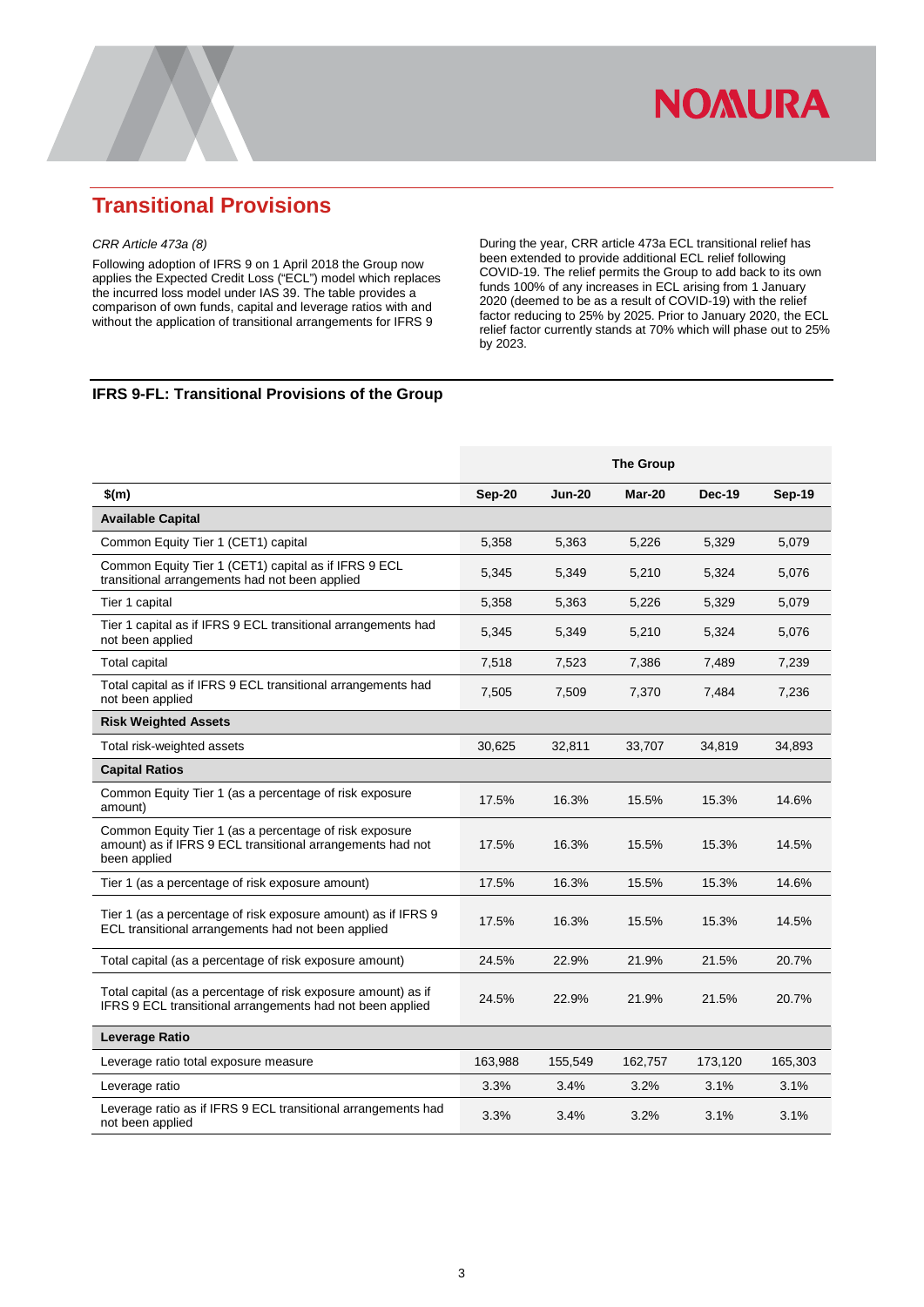## Transitional Provisions

*CRR Article 473a (8)*

Following adoption of IFRS 9 on 1 April 2018 the Group now applies the Expected Credit Loss ("ECL") model which replaces the incurred loss model under IAS 39. The table provides a comparison of own funds, capital and leverage ratios with and without the application of transitional arrangements for IFRS 9

During the year, CRR article 473a ECL transitional relief has been extended to provide additional ECL relief following COVID-19. The relief permits the Group to add back to its own funds 100% of any increases in ECL arising from 1 January 2020 (deemed to be as a result of COVID-19) with the relief factor reducing to 25% by 2025. Prior to January 2020, the ECL relief factor currently stands at 70% which will phase out to 25% by 2023.

### IFRS 9-FL: Transitional Provisions of the Group

| | The Group | | | | |
|---|---|---|---|---|---|
| **$(m)** | **Sep-20** | **Jun-20** | **Mar-20** | **Dec-19** | **Sep-19** |
| **Available Capital** | | | | | |
| Common Equity Tier 1 (CET1) capital | 5,358 | 5,363 | 5,226 | 5,329 | 5,079 |
| Common Equity Tier 1 (CET1) capital as if IFRS 9 ECL transitional arrangements had not been applied | 5,345 | 5,349 | 5,210 | 5,324 | 5,076 |
| Tier 1 capital | 5,358 | 5,363 | 5,226 | 5,329 | 5,079 |
| Tier 1 capital as if IFRS 9 ECL transitional arrangements had not been applied | 5,345 | 5,349 | 5,210 | 5,324 | 5,076 |
| Total capital | 7,518 | 7,523 | 7,386 | 7,489 | 7,239 |
| Total capital as if IFRS 9 ECL transitional arrangements had not been applied | 7,505 | 7,509 | 7,370 | 7,484 | 7,236 |
| **Risk Weighted Assets** | | | | | |
| Total risk-weighted assets | 30,625 | 32,811 | 33,707 | 34,819 | 34,893 |
| **Capital Ratios** | | | | | |
| Common Equity Tier 1 (as a percentage of risk exposure amount) | 17.5% | 16.3% | 15.5% | 15.3% | 14.6% |
| Common Equity Tier 1 (as a percentage of risk exposure amount) as if IFRS 9 ECL transitional arrangements had not been applied | 17.5% | 16.3% | 15.5% | 15.3% | 14.5% |
| Tier 1 (as a percentage of risk exposure amount) | 17.5% | 16.3% | 15.5% | 15.3% | 14.6% |
| Tier 1 (as a percentage of risk exposure amount) as if IFRS 9 ECL transitional arrangements had not been applied | 17.5% | 16.3% | 15.5% | 15.3% | 14.5% |
| Total capital (as a percentage of risk exposure amount) | 24.5% | 22.9% | 21.9% | 21.5% | 20.7% |
| Total capital (as a percentage of risk exposure amount) as if IFRS 9 ECL transitional arrangements had not been applied | 24.5% | 22.9% | 21.9% | 21.5% | 20.7% |
| **Leverage Ratio** | | | | | |
| Leverage ratio total exposure measure | 163,988 | 155,549 | 162,757 | 173,120 | 165,303 |
| Leverage ratio | 3.3% | 3.4% | 3.2% | 3.1% | 3.1% |
| Leverage ratio as if IFRS 9 ECL transitional arrangements had not been applied | 3.3% | 3.4% | 3.2% | 3.1% | 3.1% |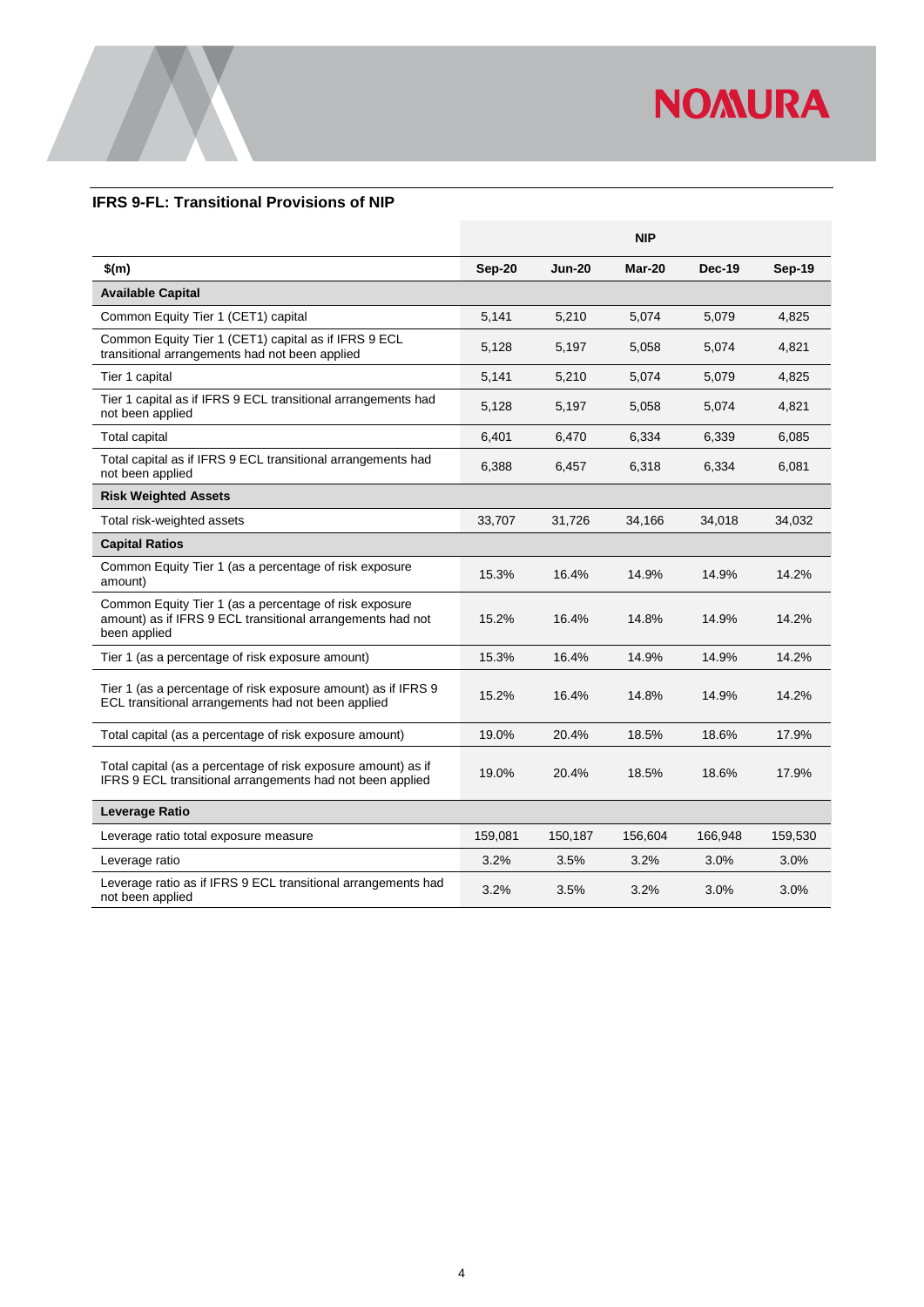## IFRS 9-FL: Transitional Provisions of NIP

| | NIP | | | | |
|---|---|---|---|---|---|
| **$(m)** | **Sep-20** | **Jun-20** | **Mar-20** | **Dec-19** | **Sep-19** |
| **Available Capital** | | | | | |
| Common Equity Tier 1 (CET1) capital | 5,141 | 5,210 | 5,074 | 5,079 | 4,825 |
| Common Equity Tier 1 (CET1) capital as if IFRS 9 ECL transitional arrangements had not been applied | 5,128 | 5,197 | 5,058 | 5,074 | 4,821 |
| Tier 1 capital | 5,141 | 5,210 | 5,074 | 5,079 | 4,825 |
| Tier 1 capital as if IFRS 9 ECL transitional arrangements had not been applied | 5,128 | 5,197 | 5,058 | 5,074 | 4,821 |
| Total capital | 6,401 | 6,470 | 6,334 | 6,339 | 6,085 |
| Total capital as if IFRS 9 ECL transitional arrangements had not been applied | 6,388 | 6,457 | 6,318 | 6,334 | 6,081 |
| **Risk Weighted Assets** | | | | | |
| Total risk-weighted assets | 33,707 | 31,726 | 34,166 | 34,018 | 34,032 |
| **Capital Ratios** | | | | | |
| Common Equity Tier 1 (as a percentage of risk exposure amount) | 15.3% | 16.4% | 14.9% | 14.9% | 14.2% |
| Common Equity Tier 1 (as a percentage of risk exposure amount) as if IFRS 9 ECL transitional arrangements had not been applied | 15.2% | 16.4% | 14.8% | 14.9% | 14.2% |
| Tier 1 (as a percentage of risk exposure amount) | 15.3% | 16.4% | 14.9% | 14.9% | 14.2% |
| Tier 1 (as a percentage of risk exposure amount) as if IFRS 9 ECL transitional arrangements had not been applied | 15.2% | 16.4% | 14.8% | 14.9% | 14.2% |
| Total capital (as a percentage of risk exposure amount) | 19.0% | 20.4% | 18.5% | 18.6% | 17.9% |
| Total capital (as a percentage of risk exposure amount) as if IFRS 9 ECL transitional arrangements had not been applied | 19.0% | 20.4% | 18.5% | 18.6% | 17.9% |
| **Leverage Ratio** | | | | | |
| Leverage ratio total exposure measure | 159,081 | 150,187 | 156,604 | 166,948 | 159,530 |
| Leverage ratio | 3.2% | 3.5% | 3.2% | 3.0% | 3.0% |
| Leverage ratio as if IFRS 9 ECL transitional arrangements had not been applied | 3.2% | 3.5% | 3.2% | 3.0% | 3.0% |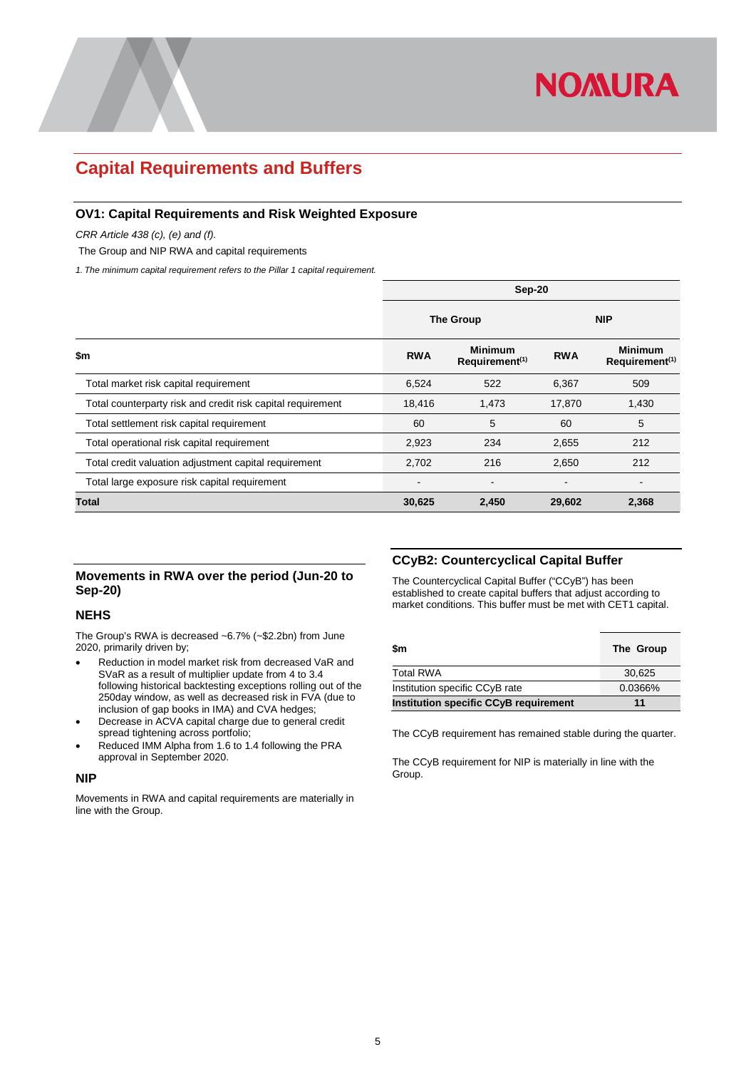# Capital Requirements and Buffers

## OV1: Capital Requirements and Risk Weighted Exposure

*CRR Article 438 (c), (e) and (f).*

The Group and NIP RWA and capital requirements

*1. The minimum capital requirement refers to the Pillar 1 capital requirement.*

| $m | Sep-20 | | | |
|---|---|---|---|---|
| | The Group | | NIP | |
| | RWA | Minimum Requirement[1] | RWA | Minimum Requirement[1] |
| Total market risk capital requirement | 6,524 | 522 | 6,367 | 509 |
| Total counterparty risk and credit risk capital requirement | 18,416 | 1,473 | 17,870 | 1,430 |
| Total settlement risk capital requirement | 60 | 5 | 60 | 5 |
| Total operational risk capital requirement | 2,923 | 234 | 2,655 | 212 |
| Total credit valuation adjustment capital requirement | 2,702 | 216 | 2,650 | 212 |
| Total large exposure risk capital requirement | - | - | - | - |
| **Total** | **30,625** | **2,450** | **29,602** | **2,368** |

## Movements in RWA over the period (Jun-20 to Sep-20)

### NEHS

The Group's RWA is decreased ~6.7% (~$2.2bn) from June 2020, primarily driven by;

- Reduction in model market risk from decreased VaR and SVaR as a result of multiplier update from 4 to 3.4 following historical backtesting exceptions rolling out of the 250day window, as well as decreased risk in FVA (due to inclusion of gap books in IMA) and CVA hedges;
- Decrease in ACVA capital charge due to general credit spread tightening across portfolio;
- Reduced IMM Alpha from 1.6 to 1.4 following the PRA approval in September 2020.

### NIP

Movements in RWA and capital requirements are materially in line with the Group.

## CCyB2: Countercyclical Capital Buffer

The Countercyclical Capital Buffer ("CCyB") has been established to create capital buffers that adjust according to market conditions. This buffer must be met with CET1 capital.

| $m | The Group |
|---|---|
| Total RWA | 30,625 |
| Institution specific CCyB rate | 0.0366% |
| **Institution specific CCyB requirement** | **11** |

The CCyB requirement has remained stable during the quarter.

The CCyB requirement for NIP is materially in line with the Group.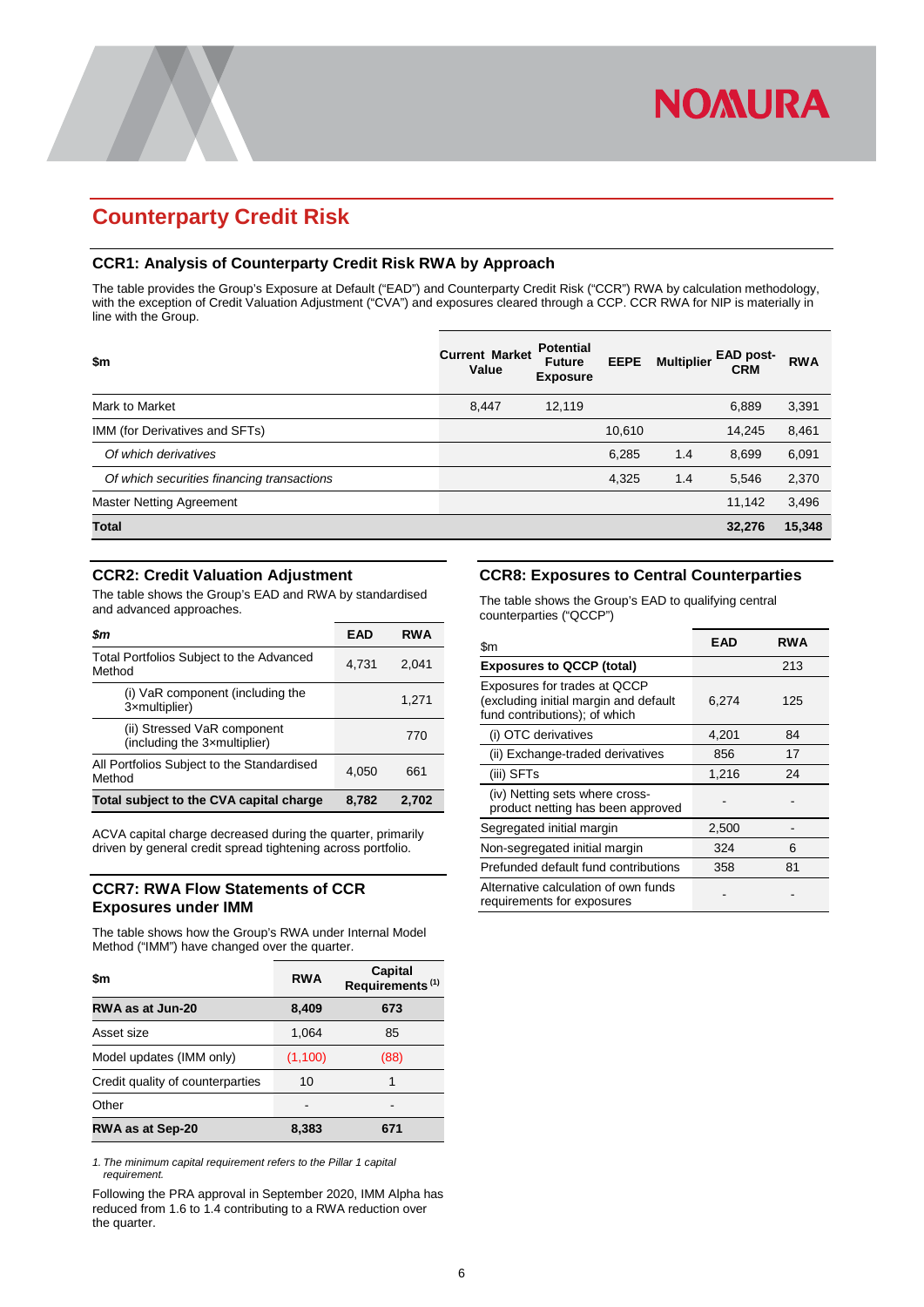# Counterparty Credit Risk

## CCR1: Analysis of Counterparty Credit Risk RWA by Approach

The table provides the Group's Exposure at Default ("EAD") and Counterparty Credit Risk ("CCR") RWA by calculation methodology, with the exception of Credit Valuation Adjustment ("CVA") and exposures cleared through a CCP. CCR RWA for NIP is materially in line with the Group.

| $m | Current Market Value | Potential Future Exposure | EEPE | Multiplier | EAD post-CRM | RWA |
|---|---|---|---|---|---|---|
| Mark to Market | 8,447 | 12,119 | | | 6,889 | 3,391 |
| IMM (for Derivatives and SFTs) | | | 10,610 | | 14,245 | 8,461 |
| *Of which derivatives* | | | 6,285 | 1.4 | 8,699 | 6,091 |
| *Of which securities financing transactions* | | | 4,325 | 1.4 | 5,546 | 2,370 |
| Master Netting Agreement | | | | | 11,142 | 3,496 |
| **Total** | | | | | **32,276** | **15,348** |

## CCR2: Credit Valuation Adjustment

The table shows the Group's EAD and RWA by standardised and advanced approaches.

| *$m* | EAD | RWA |
|---|---|---|
| Total Portfolios Subject to the Advanced Method | 4,731 | 2,041 |
| (i) VaR component (including the 3×multiplier) | | 1,271 |
| (ii) Stressed VaR component (including the 3×multiplier) | | 770 |
| All Portfolios Subject to the Standardised Method | 4,050 | 661 |
| **Total subject to the CVA capital charge** | **8,782** | **2,702** |

ACVA capital charge decreased during the quarter, primarily driven by general credit spread tightening across portfolio.

## CCR7: RWA Flow Statements of CCR Exposures under IMM

The table shows how the Group's RWA under Internal Model Method ("IMM") have changed over the quarter.

| $m | RWA | Capital Requirements [1] |
|---|---|---|
| **RWA as at Jun-20** | **8,409** | **673** |
| Asset size | 1,064 | 85 |
| Model updates (IMM only) | (1,100) | (88) |
| Credit quality of counterparties | 10 | 1 |
| Other | - | - |
| **RWA as at Sep-20** | **8,383** | **671** |

1. *The minimum capital requirement refers to the Pillar 1 capital requirement.*

Following the PRA approval in September 2020, IMM Alpha has reduced from 1.6 to 1.4 contributing to a RWA reduction over the quarter.

## CCR8: Exposures to Central Counterparties

The table shows the Group's EAD to qualifying central counterparties ("QCCP")

| $m | EAD | RWA |
|---|---|---|
| **Exposures to QCCP (total)** | | 213 |
| Exposures for trades at QCCP (excluding initial margin and default fund contributions); of which | 6,274 | 125 |
| (i) OTC derivatives | 4,201 | 84 |
| (ii) Exchange-traded derivatives | 856 | 17 |
| (iii) SFTs | 1,216 | 24 |
| (iv) Netting sets where cross-product netting has been approved | - | - |
| Segregated initial margin | 2,500 | - |
| Non-segregated initial margin | 324 | 6 |
| Prefunded default fund contributions | 358 | 81 |
| Alternative calculation of own funds requirements for exposures | - | - |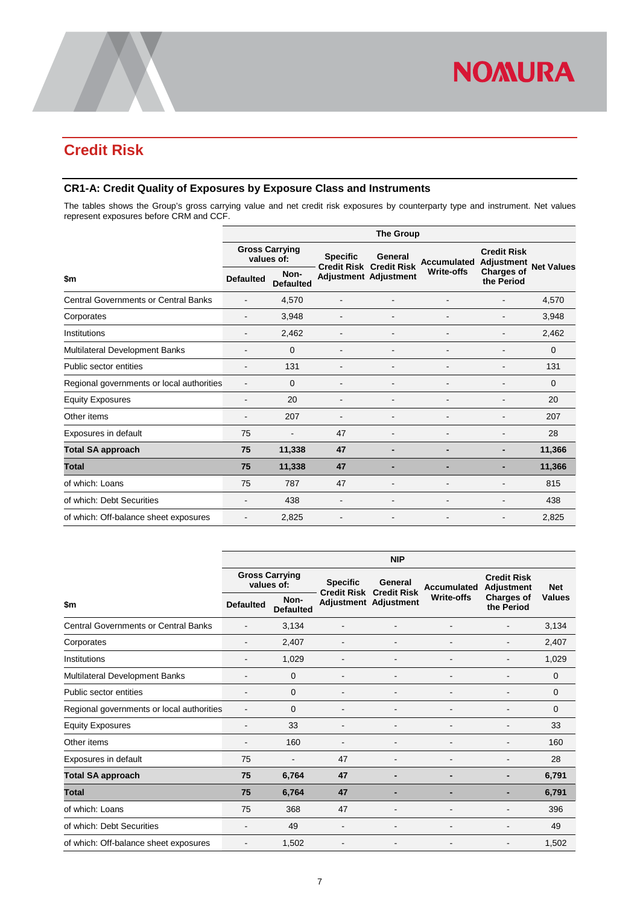## Credit Risk

### CR1-A: Credit Quality of Exposures by Exposure Class and Instruments

The tables shows the Group's gross carrying value and net credit risk exposures by counterparty type and instrument. Net values represent exposures before CRM and CCF.

| $m | The Group | | | | | | |
|---|---|---|---|---|---|---|---|
| | Gross Carrying values of: | | Specific Credit Risk Adjustment | General Credit Risk Adjustment | Accumulated Write-offs | Credit Risk Adjustment Charges of the Period | Net Values |
| | Defaulted | Non-Defaulted | | | | | |
| Central Governments or Central Banks | - | 4,570 | - | - | - | - | 4,570 |
| Corporates | - | 3,948 | - | - | - | - | 3,948 |
| Institutions | - | 2,462 | - | - | - | - | 2,462 |
| Multilateral Development Banks | - | 0 | - | - | - | - | 0 |
| Public sector entities | - | 131 | - | - | - | - | 131 |
| Regional governments or local authorities | - | 0 | - | - | - | - | 0 |
| Equity Exposures | - | 20 | - | - | - | - | 20 |
| Other items | - | 207 | - | - | - | - | 207 |
| Exposures in default | 75 | - | 47 | - | - | - | 28 |
| **Total SA approach** | **75** | **11,338** | **47** | **-** | **-** | **-** | **11,366** |
| **Total** | **75** | **11,338** | **47** | **-** | **-** | **-** | **11,366** |
| of which: Loans | 75 | 787 | 47 | - | - | - | 815 |
| of which: Debt Securities | - | 438 | - | - | - | - | 438 |
| of which: Off-balance sheet exposures | - | 2,825 | - | - | - | - | 2,825 |

| $m | NIP | | | | | | |
|---|---|---|---|---|---|---|---|
| | Gross Carrying values of: | | Specific Credit Risk Adjustment | General Credit Risk Adjustment | Accumulated Write-offs | Credit Risk Adjustment Charges of the Period | Net Values |
| | Defaulted | Non-Defaulted | | | | | |
| Central Governments or Central Banks | - | 3,134 | - | - | - | - | 3,134 |
| Corporates | - | 2,407 | - | - | - | - | 2,407 |
| Institutions | - | 1,029 | - | - | - | - | 1,029 |
| Multilateral Development Banks | - | 0 | - | - | - | - | 0 |
| Public sector entities | - | 0 | - | - | - | - | 0 |
| Regional governments or local authorities | - | 0 | - | - | - | - | 0 |
| Equity Exposures | - | 33 | - | - | - | - | 33 |
| Other items | - | 160 | - | - | - | - | 160 |
| Exposures in default | 75 | - | 47 | - | - | - | 28 |
| **Total SA approach** | **75** | **6,764** | **47** | **-** | **-** | **-** | **6,791** |
| **Total** | **75** | **6,764** | **47** | **-** | **-** | **-** | **6,791** |
| of which: Loans | 75 | 368 | 47 | - | - | - | 396 |
| of which: Debt Securities | - | 49 | - | - | - | - | 49 |
| of which: Off-balance sheet exposures | - | 1,502 | - | - | - | - | 1,502 |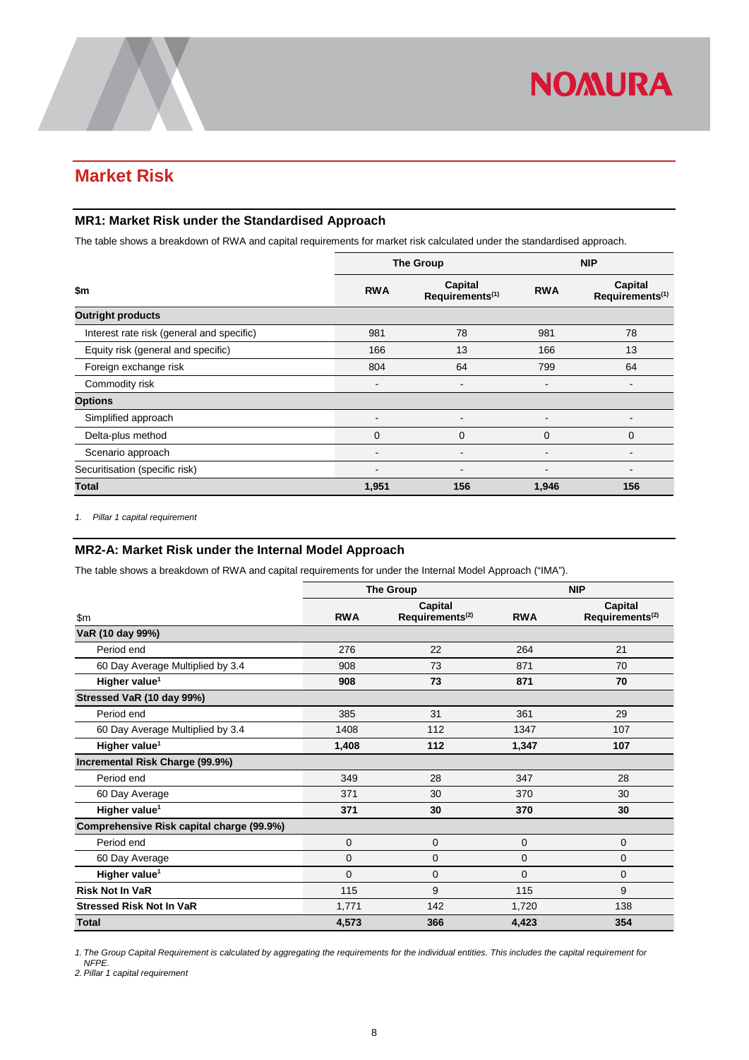## Market Risk

### MR1: Market Risk under the Standardised Approach

The table shows a breakdown of RWA and capital requirements for market risk calculated under the standardised approach.

| $m | The Group | | NIP | |
|---|---|---|---|---|
| | RWA | Capital Requirements[1] | RWA | Capital Requirements[1] |
| **Outright products** | | | | |
| Interest rate risk (general and specific) | 981 | 78 | 981 | 78 |
| Equity risk (general and specific) | 166 | 13 | 166 | 13 |
| Foreign exchange risk | 804 | 64 | 799 | 64 |
| Commodity risk | - | - | - | - |
| **Options** | | | | |
| Simplified approach | - | - | - | - |
| Delta-plus method | 0 | 0 | 0 | 0 |
| Scenario approach | - | - | - | - |
| Securitisation (specific risk) | - | - | - | - |
| **Total** | **1,951** | **156** | **1,946** | **156** |

*1. Pillar 1 capital requirement*

### MR2-A: Market Risk under the Internal Model Approach

The table shows a breakdown of RWA and capital requirements for under the Internal Model Approach ("IMA").

| $m | The Group | | NIP | |
|---|---|---|---|---|
| | RWA | Capital Requirements[2] | RWA | Capital Requirements[2] |
| **VaR (10 day 99%)** | | | | |
| Period end | 276 | 22 | 264 | 21 |
| 60 Day Average Multiplied by 3.4 | 908 | 73 | 871 | 70 |
| **Higher value[1]** | **908** | **73** | **871** | **70** |
| **Stressed VaR (10 day 99%)** | | | | |
| Period end | 385 | 31 | 361 | 29 |
| 60 Day Average Multiplied by 3.4 | 1408 | 112 | 1347 | 107 |
| **Higher value[1]** | **1,408** | **112** | **1,347** | **107** |
| **Incremental Risk Charge (99.9%)** | | | | |
| Period end | 349 | 28 | 347 | 28 |
| 60 Day Average | 371 | 30 | 370 | 30 |
| **Higher value[1]** | **371** | **30** | **370** | **30** |
| **Comprehensive Risk capital charge (99.9%)** | | | | |
| Period end | 0 | 0 | 0 | 0 |
| 60 Day Average | 0 | 0 | 0 | 0 |
| **Higher value[1]** | 0 | 0 | 0 | 0 |
| **Risk Not In VaR** | 115 | 9 | 115 | 9 |
| **Stressed Risk Not In VaR** | 1,771 | 142 | 1,720 | 138 |
| **Total** | **4,573** | **366** | **4,423** | **354** |

*1. The Group Capital Requirement is calculated by aggregating the requirements for the individual entities. This includes the capital requirement for NFPE.*
*2. Pillar 1 capital requirement*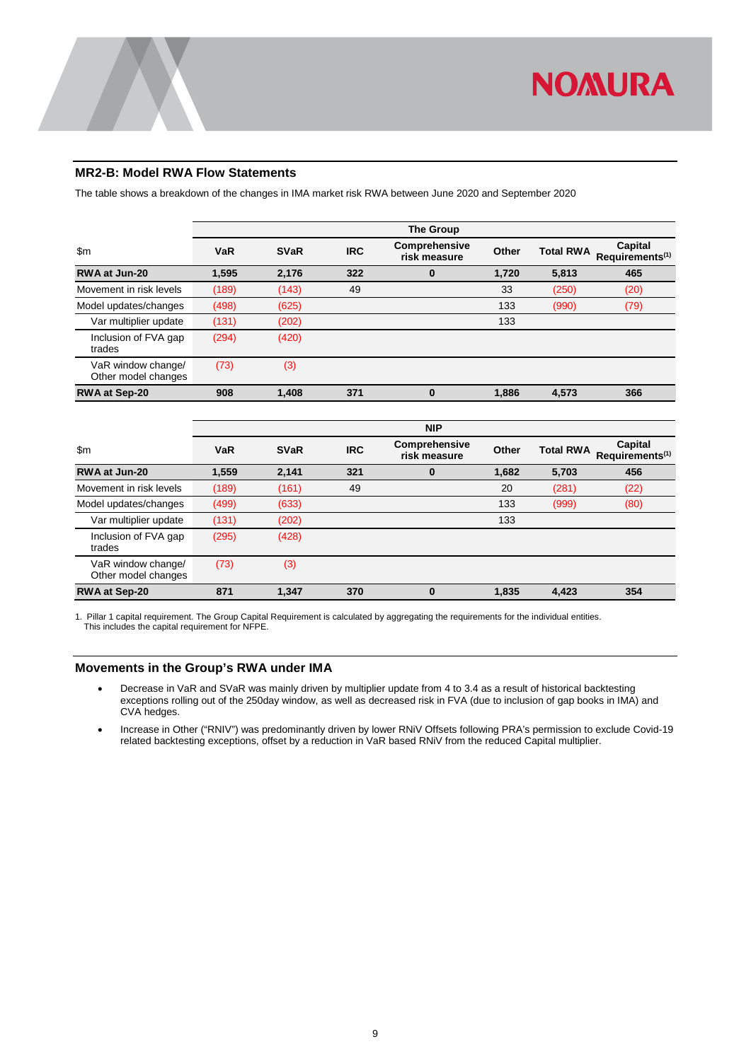## MR2-B: Model RWA Flow Statements

The table shows a breakdown of the changes in IMA market risk RWA between June 2020 and September 2020

| | The Group | | | | | | |
|---|---|---|---|---|---|---|---|
| $m | VaR | SVaR | IRC | Comprehensive risk measure | Other | Total RWA | Capital Requirements[1] |
| **RWA at Jun-20** | **1,595** | **2,176** | **322** | **0** | **1,720** | **5,813** | **465** |
| Movement in risk levels | (189) | (143) | 49 | | 33 | (250) | (20) |
| Model updates/changes | (498) | (625) | | | 133 | (990) | (79) |
| Var multiplier update | (131) | (202) | | | 133 | | |
| Inclusion of FVA gap trades | (294) | (420) | | | | | |
| VaR window change/ Other model changes | (73) | (3) | | | | | |
| **RWA at Sep-20** | **908** | **1,408** | **371** | **0** | **1,886** | **4,573** | **366** |

| | NIP | | | | | | |
|---|---|---|---|---|---|---|---|
| $m | VaR | SVaR | IRC | Comprehensive risk measure | Other | Total RWA | Capital Requirements[1] |
| **RWA at Jun-20** | **1,559** | **2,141** | **321** | **0** | **1,682** | **5,703** | **456** |
| Movement in risk levels | (189) | (161) | 49 | | 20 | (281) | (22) |
| Model updates/changes | (499) | (633) | | | 133 | (999) | (80) |
| Var multiplier update | (131) | (202) | | | 133 | | |
| Inclusion of FVA gap trades | (295) | (428) | | | | | |
| VaR window change/ Other model changes | (73) | (3) | | | | | |
| **RWA at Sep-20** | **871** | **1,347** | **370** | **0** | **1,835** | **4,423** | **354** |

1. Pillar 1 capital requirement. The Group Capital Requirement is calculated by aggregating the requirements for the individual entities. This includes the capital requirement for NFPE.

## Movements in the Group's RWA under IMA

- Decrease in VaR and SVaR was mainly driven by multiplier update from 4 to 3.4 as a result of historical backtesting exceptions rolling out of the 250day window, as well as decreased risk in FVA (due to inclusion of gap books in IMA) and CVA hedges.
- Increase in Other ("RNIV") was predominantly driven by lower RNiV Offsets following PRA's permission to exclude Covid-19 related backtesting exceptions, offset by a reduction in VaR based RNiV from the reduced Capital multiplier.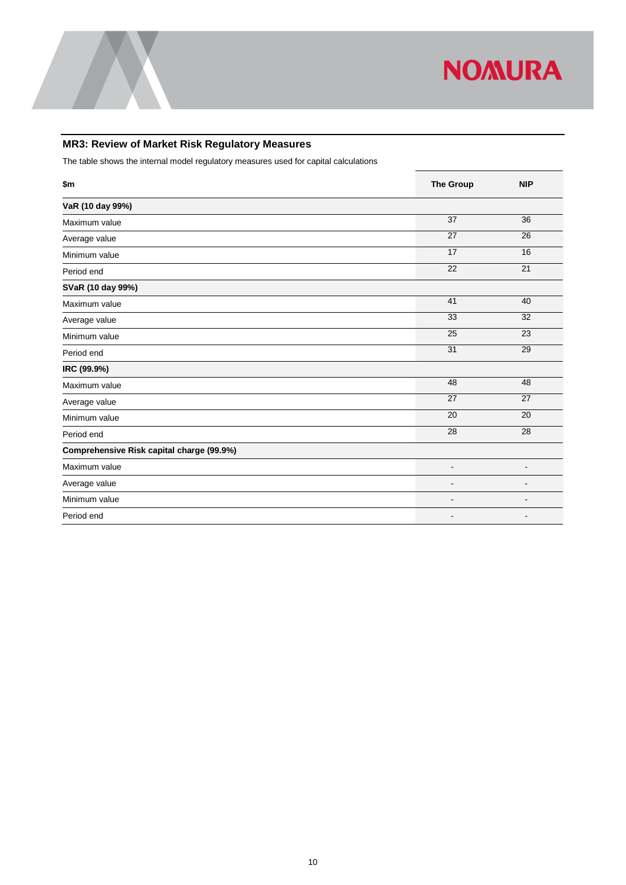## MR3: Review of Market Risk Regulatory Measures

The table shows the internal model regulatory measures used for capital calculations

| $m | The Group | NIP |
|---|---|---|
| **VaR (10 day 99%)** | | |
| Maximum value | 37 | 36 |
| Average value | 27 | 26 |
| Minimum value | 17 | 16 |
| Period end | 22 | 21 |
| **SVaR (10 day 99%)** | | |
| Maximum value | 41 | 40 |
| Average value | 33 | 32 |
| Minimum value | 25 | 23 |
| Period end | 31 | 29 |
| **IRC (99.9%)** | | |
| Maximum value | 48 | 48 |
| Average value | 27 | 27 |
| Minimum value | 20 | 20 |
| Period end | 28 | 28 |
| **Comprehensive Risk capital charge (99.9%)** | | |
| Maximum value | - | - |
| Average value | - | - |
| Minimum value | - | - |
| Period end | - | - |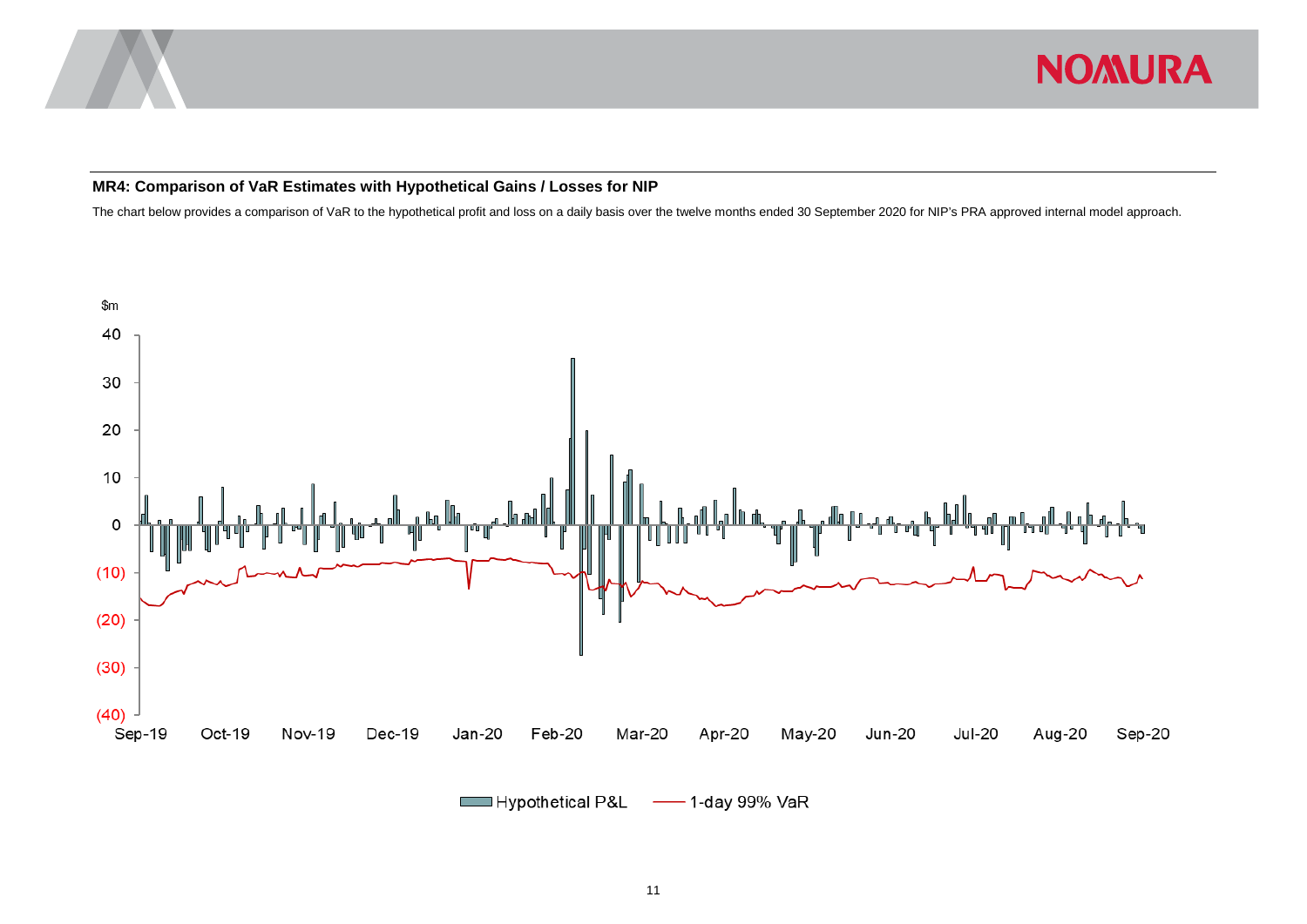### MR4: Comparison of VaR Estimates with Hypothetical Gains / Losses for NIP

The chart below provides a comparison of VaR to the hypothetical profit and loss on a daily basis over the twelve months ended 30 September 2020 for NIP's PRA approved internal model approach.

$m

40
30
20
10
0
(10)
(20)
(30)
(40)

Sep-19 Oct-19 Nov-19 Dec-19 Jan-20 Feb-20 Mar-20 Apr-20 May-20 Jun-20 Jul-20 Aug-20 Sep-20

Hypothetical P&L — 1-day 99% VaR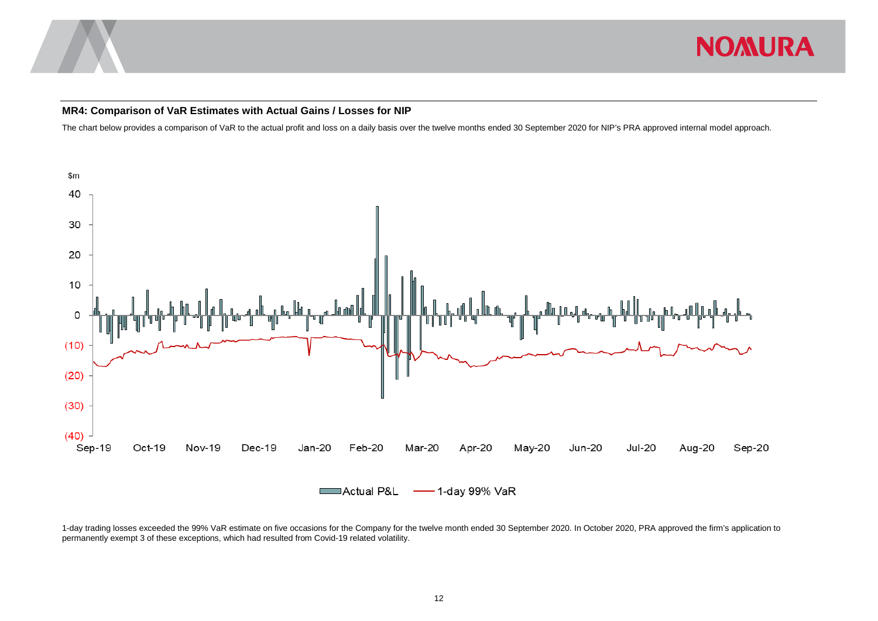### MR4: Comparison of VaR Estimates with Actual Gains / Losses for NIP

The chart below provides a comparison of VaR to the actual profit and loss on a daily basis over the twelve months ended 30 September 2020 for NIP's PRA approved internal model approach.

1-day trading losses exceeded the 99% VaR estimate on five occasions for the Company for the twelve month ended 30 September 2020. In October 2020, PRA approved the firm's application to permanently exempt 3 of these exceptions, which had resulted from Covid-19 related volatility.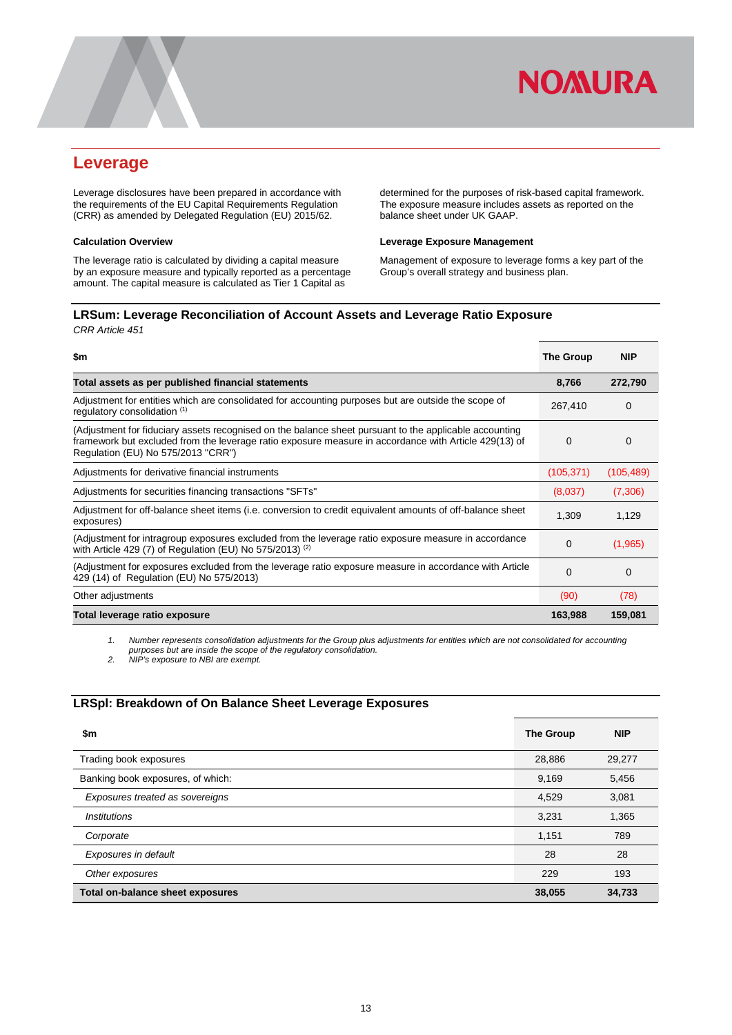# Leverage

Leverage disclosures have been prepared in accordance with the requirements of the EU Capital Requirements Regulation (CRR) as amended by Delegated Regulation (EU) 2015/62.

### Calculation Overview

The leverage ratio is calculated by dividing a capital measure by an exposure measure and typically reported as a percentage amount. The capital measure is calculated as Tier 1 Capital as determined for the purposes of risk-based capital framework. The exposure measure includes assets as reported on the balance sheet under UK GAAP.

### Leverage Exposure Management

Management of exposure to leverage forms a key part of the Group's overall strategy and business plan.

## LRSum: Leverage Reconciliation of Account Assets and Leverage Ratio Exposure

*CRR Article 451*

| $m | The Group | NIP |
|---|---|---|
| **Total assets as per published financial statements** | **8,766** | **272,790** |
| Adjustment for entities which are consolidated for accounting purposes but are outside the scope of regulatory consolidation [1] | 267,410 | 0 |
| (Adjustment for fiduciary assets recognised on the balance sheet pursuant to the applicable accounting framework but excluded from the leverage ratio exposure measure in accordance with Article 429(13) of Regulation (EU) No 575/2013 "CRR") | 0 | 0 |
| Adjustments for derivative financial instruments | (105,371) | (105,489) |
| Adjustments for securities financing transactions "SFTs" | (8,037) | (7,306) |
| Adjustment for off-balance sheet items (i.e. conversion to credit equivalent amounts of off-balance sheet exposures) | 1,309 | 1,129 |
| (Adjustment for intragroup exposures excluded from the leverage ratio exposure measure in accordance with Article 429 (7) of Regulation (EU) No 575/2013) [2] | 0 | (1,965) |
| (Adjustment for exposures excluded from the leverage ratio exposure measure in accordance with Article 429 (14) of Regulation (EU) No 575/2013) | 0 | 0 |
| Other adjustments | (90) | (78) |
| **Total leverage ratio exposure** | **163,988** | **159,081** |

1. *Number represents consolidation adjustments for the Group plus adjustments for entities which are not consolidated for accounting purposes but are inside the scope of the regulatory consolidation.*
2. *NIP's exposure to NBI are exempt.*

## LRSpl: Breakdown of On Balance Sheet Leverage Exposures

| $m | The Group | NIP |
|---|---|---|
| Trading book exposures | 28,886 | 29,277 |
| Banking book exposures, of which: | 9,169 | 5,456 |
| *Exposures treated as sovereigns* | 4,529 | 3,081 |
| *Institutions* | 3,231 | 1,365 |
| *Corporate* | 1,151 | 789 |
| *Exposures in default* | 28 | 28 |
| *Other exposures* | 229 | 193 |
| **Total on-balance sheet exposures** | **38,055** | **34,733** |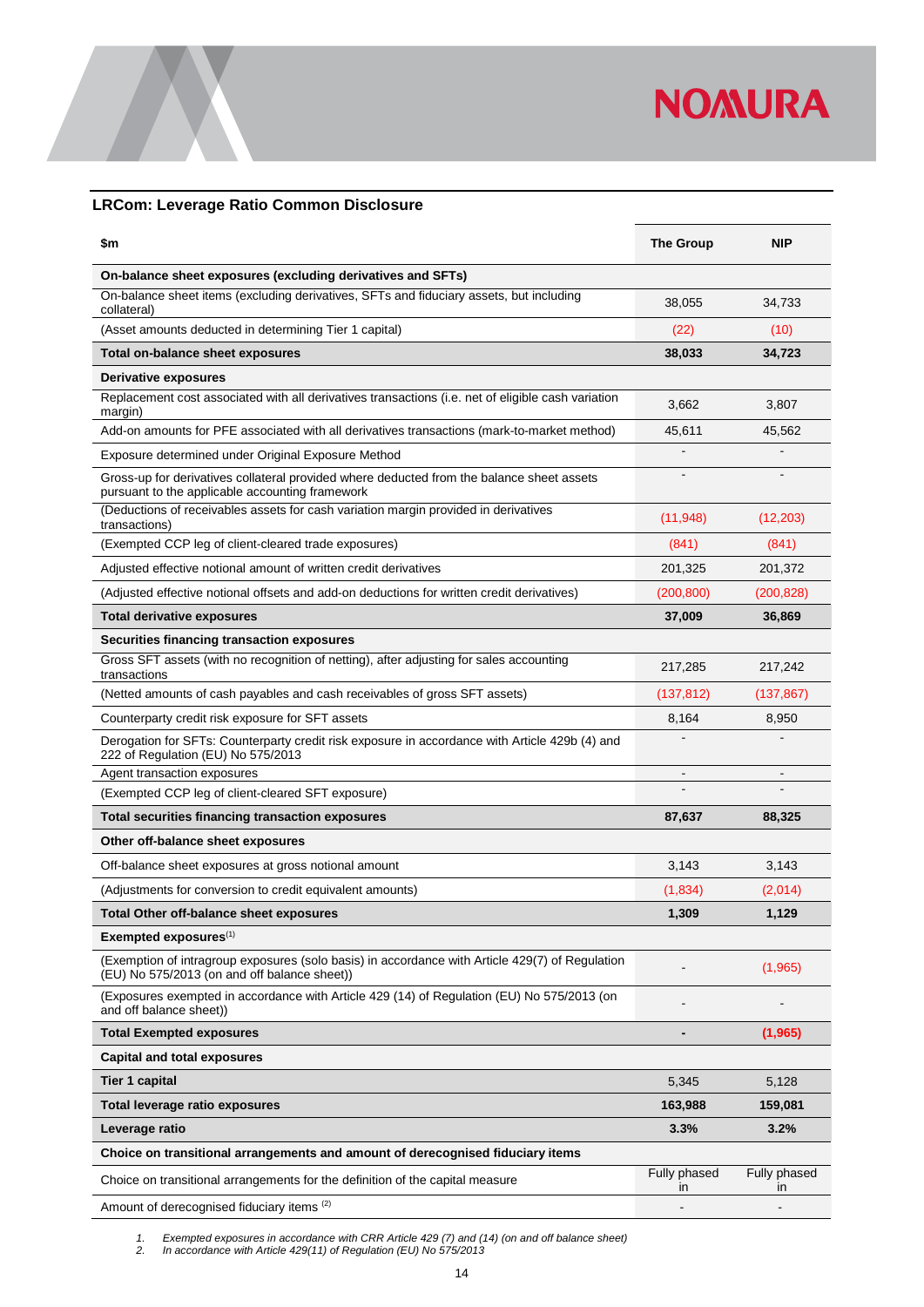## LRCom: Leverage Ratio Common Disclosure

| $m | The Group | NIP |
|---|---|---|
| **On-balance sheet exposures (excluding derivatives and SFTs)** | | |
| On-balance sheet items (excluding derivatives, SFTs and fiduciary assets, but including collateral) | 38,055 | 34,733 |
| (Asset amounts deducted in determining Tier 1 capital) | (22) | (10) |
| **Total on-balance sheet exposures** | **38,033** | **34,723** |
| **Derivative exposures** | | |
| Replacement cost associated with all derivatives transactions (i.e. net of eligible cash variation margin) | 3,662 | 3,807 |
| Add-on amounts for PFE associated with all derivatives transactions (mark-to-market method) | 45,611 | 45,562 |
| Exposure determined under Original Exposure Method | - | - |
| Gross-up for derivatives collateral provided where deducted from the balance sheet assets pursuant to the applicable accounting framework | - | - |
| (Deductions of receivables assets for cash variation margin provided in derivatives transactions) | (11,948) | (12,203) |
| (Exempted CCP leg of client-cleared trade exposures) | (841) | (841) |
| Adjusted effective notional amount of written credit derivatives | 201,325 | 201,372 |
| (Adjusted effective notional offsets and add-on deductions for written credit derivatives) | (200,800) | (200,828) |
| **Total derivative exposures** | **37,009** | **36,869** |
| **Securities financing transaction exposures** | | |
| Gross SFT assets (with no recognition of netting), after adjusting for sales accounting transactions | 217,285 | 217,242 |
| (Netted amounts of cash payables and cash receivables of gross SFT assets) | (137,812) | (137,867) |
| Counterparty credit risk exposure for SFT assets | 8,164 | 8,950 |
| Derogation for SFTs: Counterparty credit risk exposure in accordance with Article 429b (4) and 222 of Regulation (EU) No 575/2013 | - | - |
| Agent transaction exposures | - | - |
| (Exempted CCP leg of client-cleared SFT exposure) | - | - |
| **Total securities financing transaction exposures** | **87,637** | **88,325** |
| **Other off-balance sheet exposures** | | |
| Off-balance sheet exposures at gross notional amount | 3,143 | 3,143 |
| (Adjustments for conversion to credit equivalent amounts) | (1,834) | (2,014) |
| **Total Other off-balance sheet exposures** | **1,309** | **1,129** |
| **Exempted exposures**[1] | | |
| (Exemption of intragroup exposures (solo basis) in accordance with Article 429(7) of Regulation (EU) No 575/2013 (on and off balance sheet)) | - | (1,965) |
| (Exposures exempted in accordance with Article 429 (14) of Regulation (EU) No 575/2013 (on and off balance sheet)) | - | - |
| **Total Exempted exposures** | **-** | **(1,965)** |
| **Capital and total exposures** | | |
| **Tier 1 capital** | 5,345 | 5,128 |
| **Total leverage ratio exposures** | **163,988** | **159,081** |
| **Leverage ratio** | **3.3%** | **3.2%** |
| **Choice on transitional arrangements and amount of derecognised fiduciary items** | | |
| Choice on transitional arrangements for the definition of the capital measure | Fully phased in | Fully phased in |
| Amount of derecognised fiduciary items [2] | - | - |

1. *Exempted exposures in accordance with CRR Article 429 (7) and (14) (on and off balance sheet)*
2. *In accordance with Article 429(11) of Regulation (EU) No 575/2013*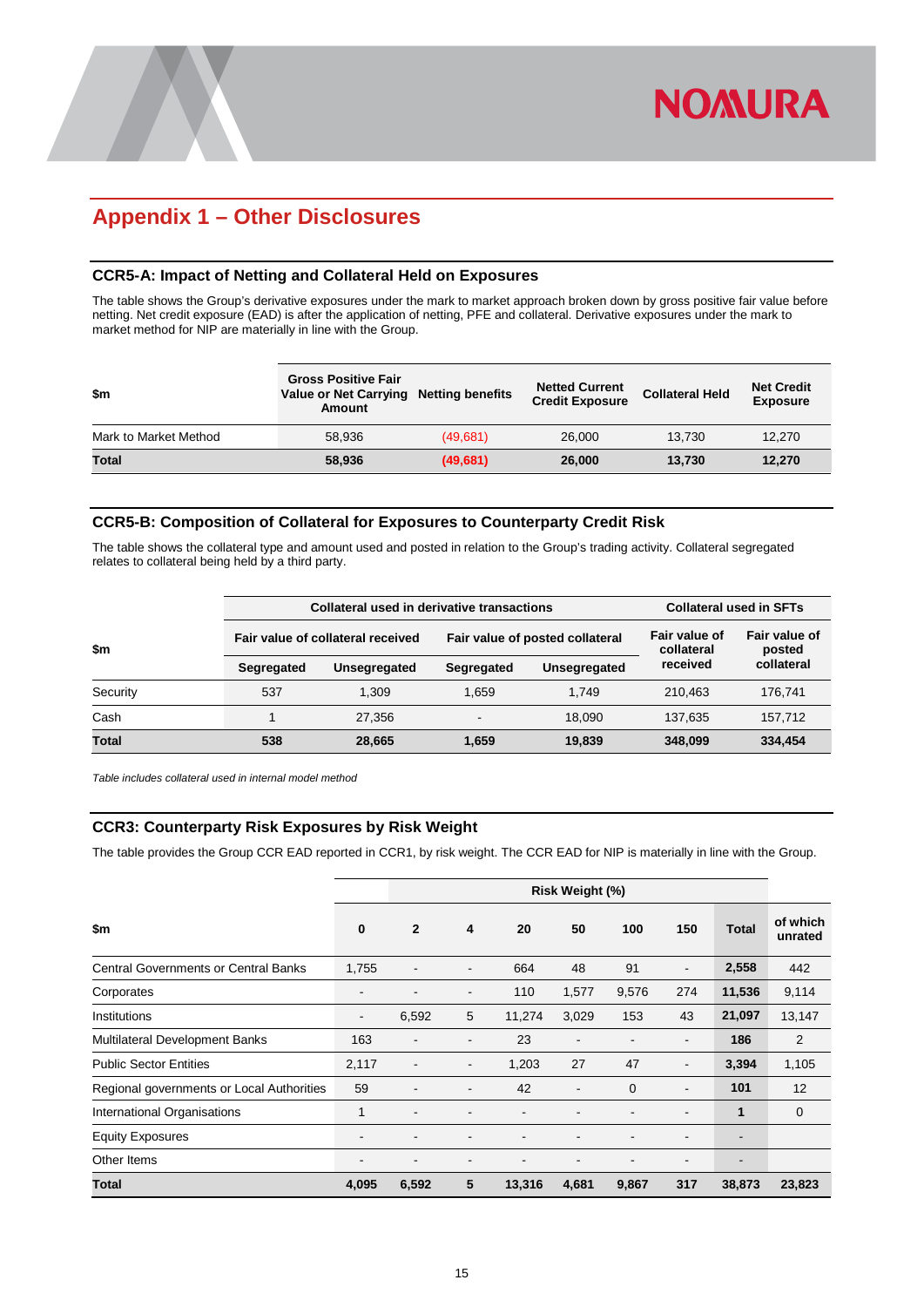## Appendix 1 – Other Disclosures

### CCR5-A: Impact of Netting and Collateral Held on Exposures

The table shows the Group's derivative exposures under the mark to market approach broken down by gross positive fair value before netting. Net credit exposure (EAD) is after the application of netting, PFE and collateral. Derivative exposures under the mark to market method for NIP are materially in line with the Group.

| $m | Gross Positive Fair Value or Net Carrying Amount | Netting benefits | Netted Current Credit Exposure | Collateral Held | Net Credit Exposure |
|---|---|---|---|---|---|
| Mark to Market Method | 58,936 | (49,681) | 26,000 | 13,730 | 12,270 |
| **Total** | **58,936** | **(49,681)** | **26,000** | **13,730** | **12,270** |

### CCR5-B: Composition of Collateral for Exposures to Counterparty Credit Risk

The table shows the collateral type and amount used and posted in relation to the Group's trading activity. Collateral segregated relates to collateral being held by a third party.

| $m | Collateral used in derivative transactions | | | | Collateral used in SFTs | |
|---|---|---|---|---|---|---|
| | Fair value of collateral received | | Fair value of posted collateral | | Fair value of collateral received | Fair value of posted collateral |
| | Segregated | Unsegregated | Segregated | Unsegregated | | |
| Security | 537 | 1,309 | 1,659 | 1,749 | 210,463 | 176,741 |
| Cash | 1 | 27,356 | - | 18,090 | 137,635 | 157,712 |
| **Total** | **538** | **28,665** | **1,659** | **19,839** | **348,099** | **334,454** |

*Table includes collateral used in internal model method*

### CCR3: Counterparty Risk Exposures by Risk Weight

The table provides the Group CCR EAD reported in CCR1, by risk weight. The CCR EAD for NIP is materially in line with the Group.

| $m | Risk Weight (%) | | | | | | | | |
|---|---|---|---|---|---|---|---|---|---|
| | 0 | 2 | 4 | 20 | 50 | 100 | 150 | Total | of which unrated |
| Central Governments or Central Banks | 1,755 | - | - | 664 | 48 | 91 | - | **2,558** | 442 |
| Corporates | - | - | - | 110 | 1,577 | 9,576 | 274 | **11,536** | 9,114 |
| Institutions | - | 6,592 | 5 | 11,274 | 3,029 | 153 | 43 | **21,097** | 13,147 |
| Multilateral Development Banks | 163 | - | - | 23 | - | - | - | **186** | 2 |
| Public Sector Entities | 2,117 | - | - | 1,203 | 27 | 47 | - | **3,394** | 1,105 |
| Regional governments or Local Authorities | 59 | - | - | 42 | - | 0 | - | **101** | 12 |
| International Organisations | 1 | - | - | - | - | - | - | **1** | 0 |
| Equity Exposures | - | - | - | - | - | - | - | - | |
| Other Items | - | - | - | - | - | - | - | - | |
| **Total** | **4,095** | **6,592** | **5** | **13,316** | **4,681** | **9,867** | **317** | **38,873** | **23,823** |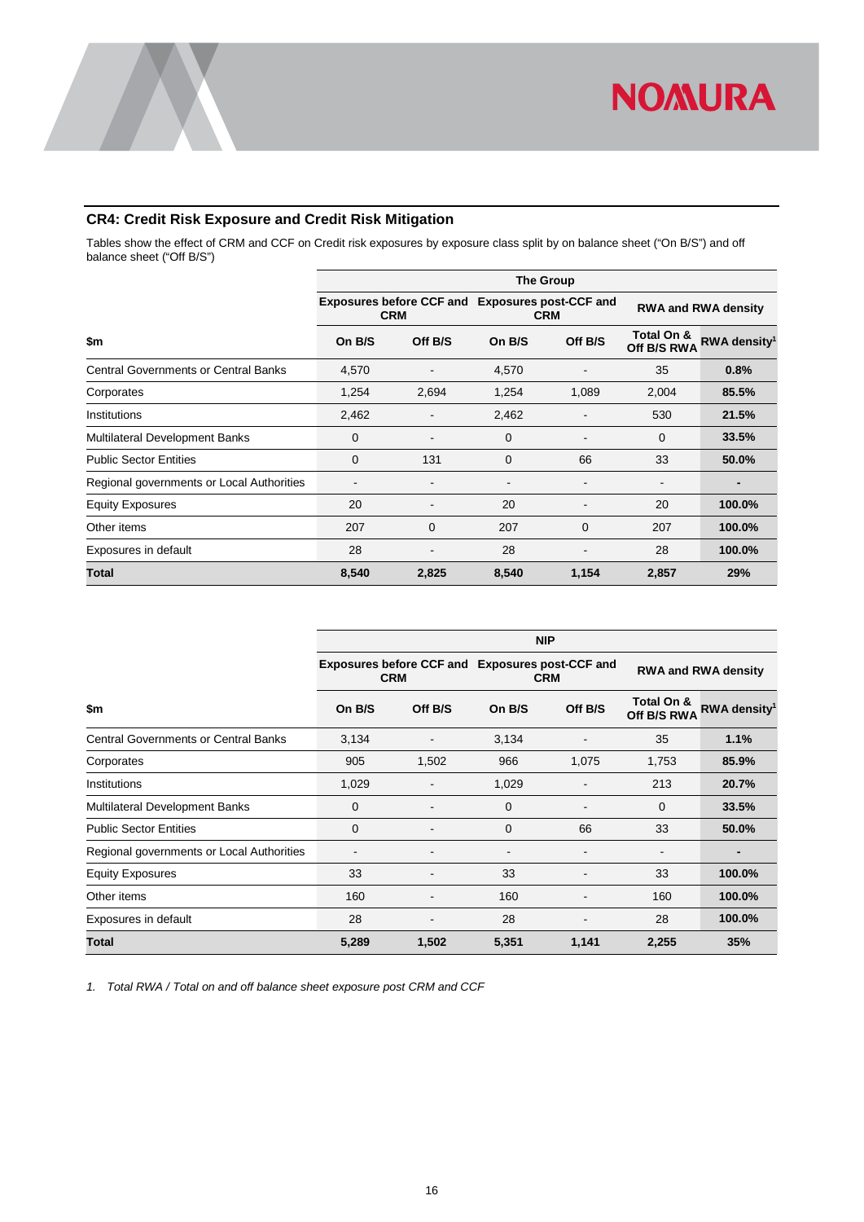## CR4: Credit Risk Exposure and Credit Risk Mitigation

Tables show the effect of CRM and CCF on Credit risk exposures by exposure class split by on balance sheet ("On B/S") and off balance sheet ("Off B/S")

| | The Group | | | | | |
|---|---|---|---|---|---|---|
| | Exposures before CCF and CRM | | Exposures post-CCF and CRM | | RWA and RWA density | |
| $m | On B/S | Off B/S | On B/S | Off B/S | Total On & Off B/S RWA | RWA density[1] |
| Central Governments or Central Banks | 4,570 | - | 4,570 | - | 35 | **0.8%** |
| Corporates | 1,254 | 2,694 | 1,254 | 1,089 | 2,004 | **85.5%** |
| Institutions | 2,462 | - | 2,462 | - | 530 | **21.5%** |
| Multilateral Development Banks | 0 | - | 0 | - | 0 | **33.5%** |
| Public Sector Entities | 0 | 131 | 0 | 66 | 33 | **50.0%** |
| Regional governments or Local Authorities | - | - | - | - | - | **-** |
| Equity Exposures | 20 | - | 20 | - | 20 | **100.0%** |
| Other items | 207 | 0 | 207 | 0 | 207 | **100.0%** |
| Exposures in default | 28 | - | 28 | - | 28 | **100.0%** |
| **Total** | **8,540** | **2,825** | **8,540** | **1,154** | **2,857** | **29%** |

| | NIP | | | | | |
|---|---|---|---|---|---|---|
| | Exposures before CCF and CRM | | Exposures post-CCF and CRM | | RWA and RWA density | |
| $m | On B/S | Off B/S | On B/S | Off B/S | Total On & Off B/S RWA | RWA density[1] |
| Central Governments or Central Banks | 3,134 | - | 3,134 | - | 35 | **1.1%** |
| Corporates | 905 | 1,502 | 966 | 1,075 | 1,753 | **85.9%** |
| Institutions | 1,029 | - | 1,029 | - | 213 | **20.7%** |
| Multilateral Development Banks | 0 | - | 0 | - | 0 | **33.5%** |
| Public Sector Entities | 0 | - | 0 | 66 | 33 | **50.0%** |
| Regional governments or Local Authorities | - | - | - | - | - | **-** |
| Equity Exposures | 33 | - | 33 | - | 33 | **100.0%** |
| Other items | 160 | - | 160 | - | 160 | **100.0%** |
| Exposures in default | 28 | - | 28 | - | 28 | **100.0%** |
| **Total** | **5,289** | **1,502** | **5,351** | **1,141** | **2,255** | **35%** |

*1. Total RWA / Total on and off balance sheet exposure post CRM and CCF*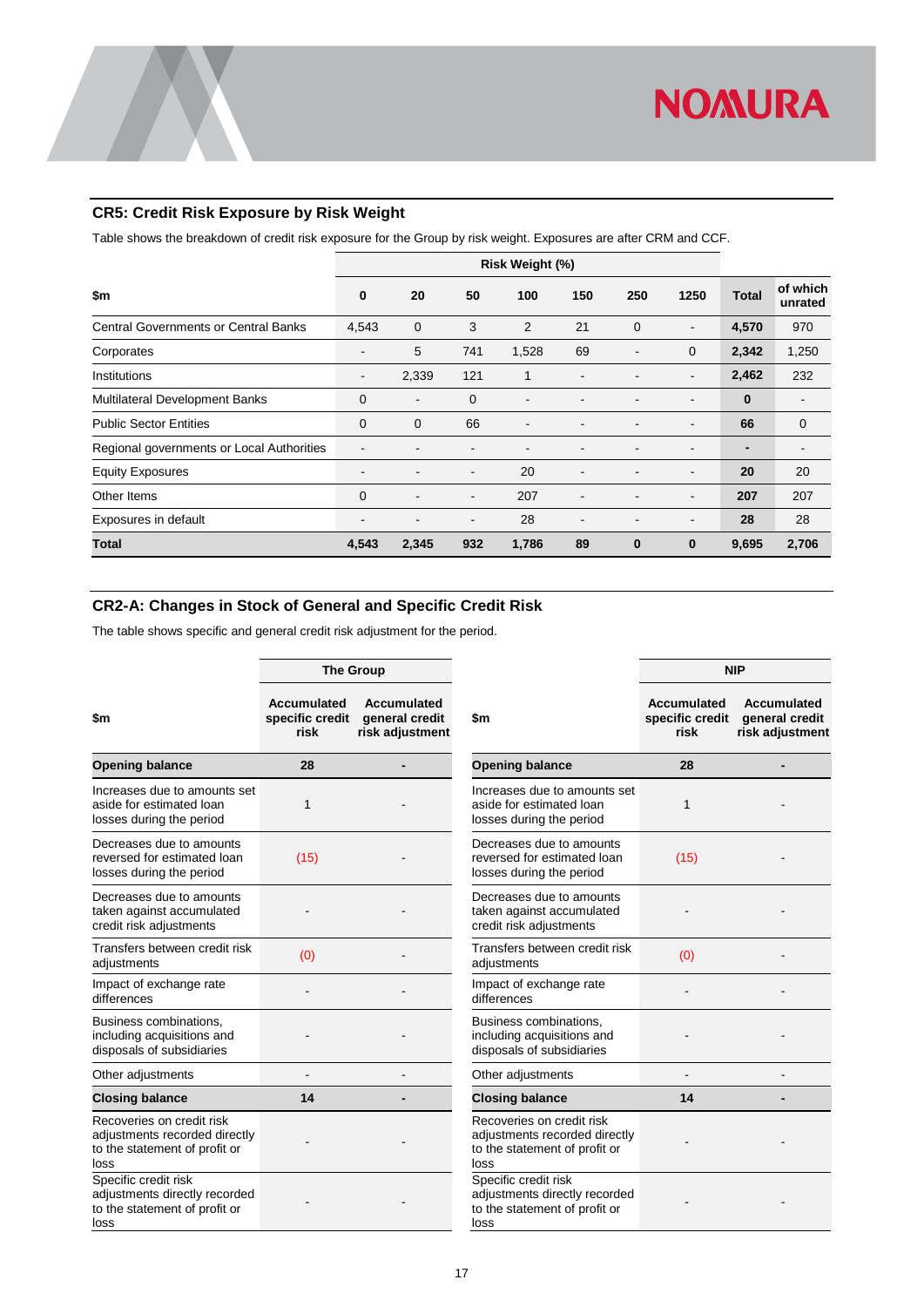## CR5: Credit Risk Exposure by Risk Weight

Table shows the breakdown of credit risk exposure for the Group by risk weight. Exposures are after CRM and CCF.

| $m | Risk Weight (%) | | | | | | | | |
|---|---|---|---|---|---|---|---|---|---|
| | 0 | 20 | 50 | 100 | 150 | 250 | 1250 | Total | of which unrated |
| Central Governments or Central Banks | 4,543 | 0 | 3 | 2 | 21 | 0 | - | **4,570** | 970 |
| Corporates | - | 5 | 741 | 1,528 | 69 | - | 0 | **2,342** | 1,250 |
| Institutions | - | 2,339 | 121 | 1 | - | - | - | **2,462** | 232 |
| Multilateral Development Banks | 0 | - | 0 | - | - | - | - | **0** | - |
| Public Sector Entities | 0 | 0 | 66 | - | - | - | - | **66** | 0 |
| Regional governments or Local Authorities | - | - | - | - | - | - | - | **-** | - |
| Equity Exposures | - | - | - | 20 | - | - | - | **20** | 20 |
| Other Items | 0 | - | - | 207 | - | - | - | **207** | 207 |
| Exposures in default | - | - | - | 28 | - | - | - | **28** | 28 |
| **Total** | **4,543** | **2,345** | **932** | **1,786** | **89** | **0** | **0** | **9,695** | **2,706** |

## CR2-A: Changes in Stock of General and Specific Credit Risk

The table shows specific and general credit risk adjustment for the period.

| $m | The Group | |
|---|---|---|
| | Accumulated specific credit risk | Accumulated general credit risk adjustment |
| **Opening balance** | **28** | **-** |
| Increases due to amounts set aside for estimated loan losses during the period | 1 | - |
| Decreases due to amounts reversed for estimated loan losses during the period | (15) | - |
| Decreases due to amounts taken against accumulated credit risk adjustments | - | - |
| Transfers between credit risk adjustments | (0) | - |
| Impact of exchange rate differences | - | - |
| Business combinations, including acquisitions and disposals of subsidiaries | - | - |
| Other adjustments | - | - |
| **Closing balance** | **14** | **-** |
| Recoveries on credit risk adjustments recorded directly to the statement of profit or loss | - | - |
| Specific credit risk adjustments directly recorded to the statement of profit or loss | - | - |

| $m | NIP | |
|---|---|---|
| | Accumulated specific credit risk | Accumulated general credit risk adjustment |
| **Opening balance** | **28** | **-** |
| Increases due to amounts set aside for estimated loan losses during the period | 1 | - |
| Decreases due to amounts reversed for estimated loan losses during the period | (15) | - |
| Decreases due to amounts taken against accumulated credit risk adjustments | - | - |
| Transfers between credit risk adjustments | (0) | - |
| Impact of exchange rate differences | - | - |
| Business combinations, including acquisitions and disposals of subsidiaries | - | - |
| Other adjustments | - | - |
| **Closing balance** | **14** | **-** |
| Recoveries on credit risk adjustments recorded directly to the statement of profit or loss | - | - |
| Specific credit risk adjustments directly recorded to the statement of profit or loss | - | - |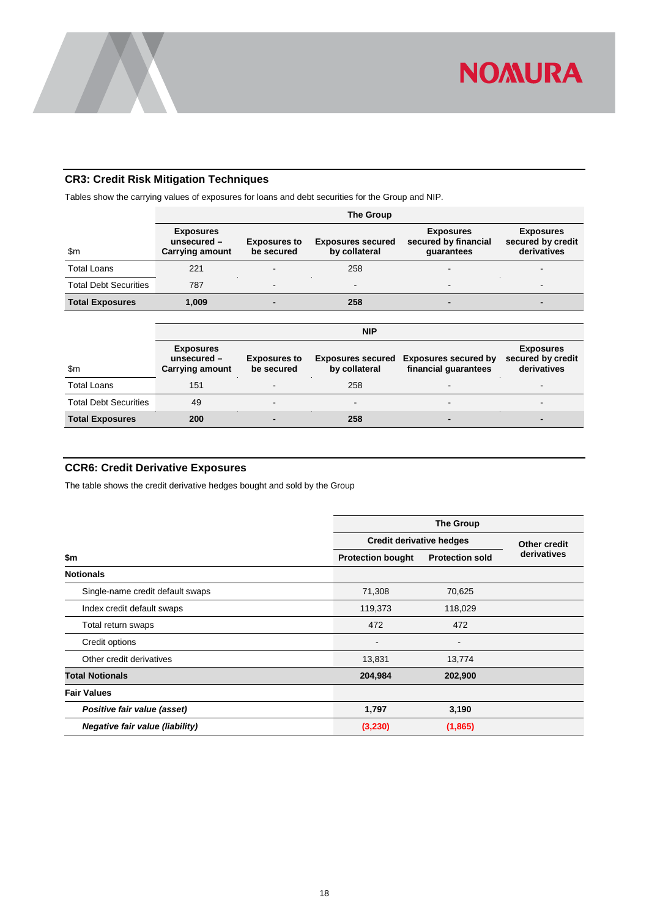## CR3: Credit Risk Mitigation Techniques

Tables show the carrying values of exposures for loans and debt securities for the Group and NIP.

| | The Group | | | | |
|---|---|---|---|---|---|
| $m | Exposures unsecured – Carrying amount | Exposures to be secured | Exposures secured by collateral | Exposures secured by financial guarantees | Exposures secured by credit derivatives |
| Total Loans | 221 | - | 258 | - | - |
| Total Debt Securities | 787 | - | - | - | - |
| **Total Exposures** | **1,009** | **-** | **258** | **-** | **-** |

| | NIP | | | | |
|---|---|---|---|---|---|
| $m | Exposures unsecured – Carrying amount | Exposures to be secured | Exposures secured by collateral | Exposures secured by financial guarantees | Exposures secured by credit derivatives |
| Total Loans | 151 | - | 258 | - | - |
| Total Debt Securities | 49 | - | - | - | - |
| **Total Exposures** | **200** | **-** | **258** | **-** | **-** |

## CCR6: Credit Derivative Exposures

The table shows the credit derivative hedges bought and sold by the Group

| | The Group | | |
|---|---|---|---|
| | Credit derivative hedges | | Other credit derivatives |
| **$m** | **Protection bought** | **Protection sold** | |
| **Notionals** | | | |
| Single-name credit default swaps | 71,308 | 70,625 | |
| Index credit default swaps | 119,373 | 118,029 | |
| Total return swaps | 472 | 472 | |
| Credit options | - | - | |
| Other credit derivatives | 13,831 | 13,774 | |
| **Total Notionals** | **204,984** | **202,900** | |
| **Fair Values** | | | |
| ***Positive fair value (asset)*** | **1,797** | **3,190** | |
| ***Negative fair value (liability)*** | **(3,230)** | **(1,865)** | |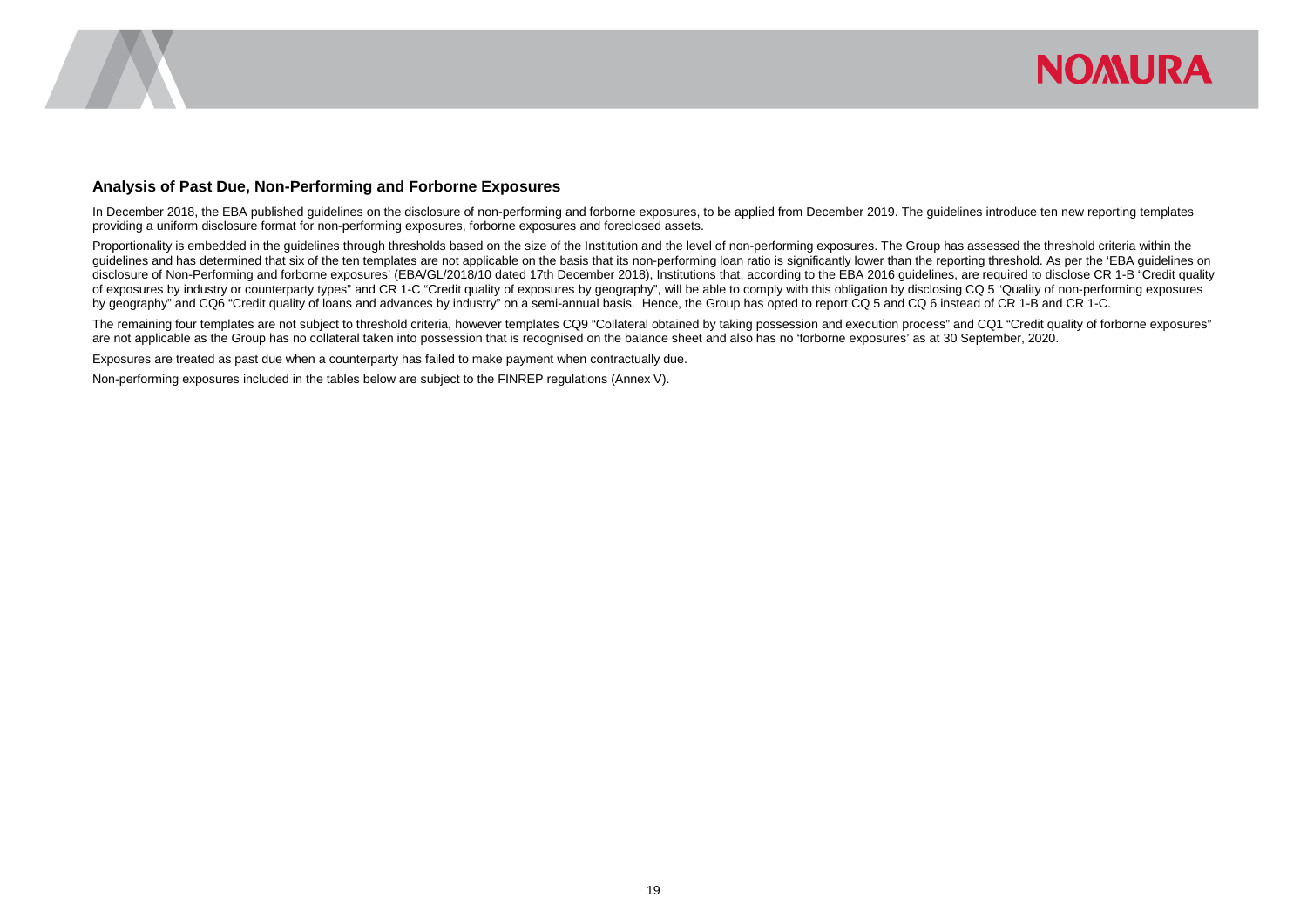## Analysis of Past Due, Non-Performing and Forborne Exposures

In December 2018, the EBA published guidelines on the disclosure of non-performing and forborne exposures, to be applied from December 2019. The guidelines introduce ten new reporting templates providing a uniform disclosure format for non-performing exposures, forborne exposures and foreclosed assets.

Proportionality is embedded in the guidelines through thresholds based on the size of the Institution and the level of non-performing exposures. The Group has assessed the threshold criteria within the guidelines and has determined that six of the ten templates are not applicable on the basis that its non-performing loan ratio is significantly lower than the reporting threshold. As per the 'EBA guidelines on disclosure of Non-Performing and forborne exposures' (EBA/GL/2018/10 dated 17th December 2018), Institutions that, according to the EBA 2016 guidelines, are required to disclose CR 1-B "Credit quality of exposures by industry or counterparty types" and CR 1-C "Credit quality of exposures by geography", will be able to comply with this obligation by disclosing CQ 5 "Quality of non-performing exposures by geography" and CQ6 "Credit quality of loans and advances by industry" on a semi-annual basis. Hence, the Group has opted to report CQ 5 and CQ 6 instead of CR 1-B and CR 1-C.

The remaining four templates are not subject to threshold criteria, however templates CQ9 "Collateral obtained by taking possession and execution process" and CQ1 "Credit quality of forborne exposures" are not applicable as the Group has no collateral taken into possession that is recognised on the balance sheet and also has no 'forborne exposures' as at 30 September, 2020.

Exposures are treated as past due when a counterparty has failed to make payment when contractually due.

Non-performing exposures included in the tables below are subject to the FINREP regulations (Annex V).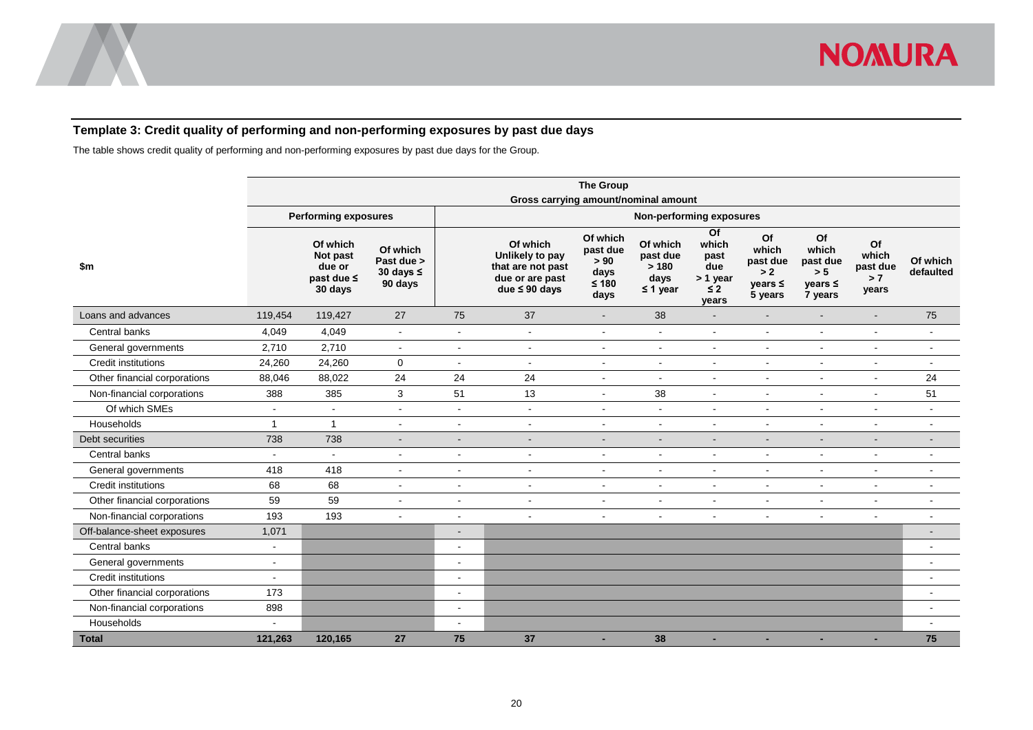### Template 3: Credit quality of performing and non-performing exposures by past due days

The table shows credit quality of performing and non-performing exposures by past due days for the Group.

| $m | The Group | | | | | | | | | | | |
|---|---|---|---|---|---|---|---|---|---|---|---|---|
| | Gross carrying amount/nominal amount | | | | | | | | | | | |
| | Performing exposures | | | Non-performing exposures | | | | | | | | |
| | | Of which Not past due or past due ≤ 30 days | Of which Past due > 30 days ≤ 90 days | | Of which Unlikely to pay that are not past due or are past due ≤ 90 days | Of which past due > 90 days ≤ 180 days | Of which past due > 180 days ≤ 1 year | Of which past due > 1 year ≤ 2 years | Of which past due > 2 years ≤ 5 years | Of which past due > 5 years ≤ 7 years | Of which past due > 7 years | Of which defaulted |
| Loans and advances | 119,454 | 119,427 | 27 | 75 | 37 | - | 38 | - | - | - | - | 75 |
| Central banks | 4,049 | 4,049 | - | - | - | - | - | - | - | - | - | - |
| General governments | 2,710 | 2,710 | - | - | - | - | - | - | - | - | - | - |
| Credit institutions | 24,260 | 24,260 | 0 | - | - | - | - | - | - | - | - | - |
| Other financial corporations | 88,046 | 88,022 | 24 | 24 | 24 | - | - | - | - | - | - | 24 |
| Non-financial corporations | 388 | 385 | 3 | 51 | 13 | - | 38 | - | - | - | - | 51 |
| Of which SMEs | - | - | - | - | - | - | - | - | - | - | - | - |
| Households | 1 | 1 | - | - | - | - | - | - | - | - | - | - |
| Debt securities | 738 | 738 | - | - | - | - | - | - | - | - | - | - |
| Central banks | - | - | - | - | - | - | - | - | - | - | - | - |
| General governments | 418 | 418 | - | - | - | - | - | - | - | - | - | - |
| Credit institutions | 68 | 68 | - | - | - | - | - | - | - | - | - | - |
| Other financial corporations | 59 | 59 | - | - | - | - | - | - | - | - | - | - |
| Non-financial corporations | 193 | 193 | - | - | - | - | - | - | - | - | - | - |
| Off-balance-sheet exposures | 1,071 | | | - | | | | | | | | - |
| Central banks | - | | | - | | | | | | | | - |
| General governments | - | | | - | | | | | | | | - |
| Credit institutions | - | | | - | | | | | | | | - |
| Other financial corporations | 173 | | | - | | | | | | | | - |
| Non-financial corporations | 898 | | | - | | | | | | | | - |
| Households | - | | | - | | | | | | | | - |
| **Total** | **121,263** | **120,165** | **27** | **75** | **37** | **-** | **38** | **-** | **-** | **-** | **-** | **75** |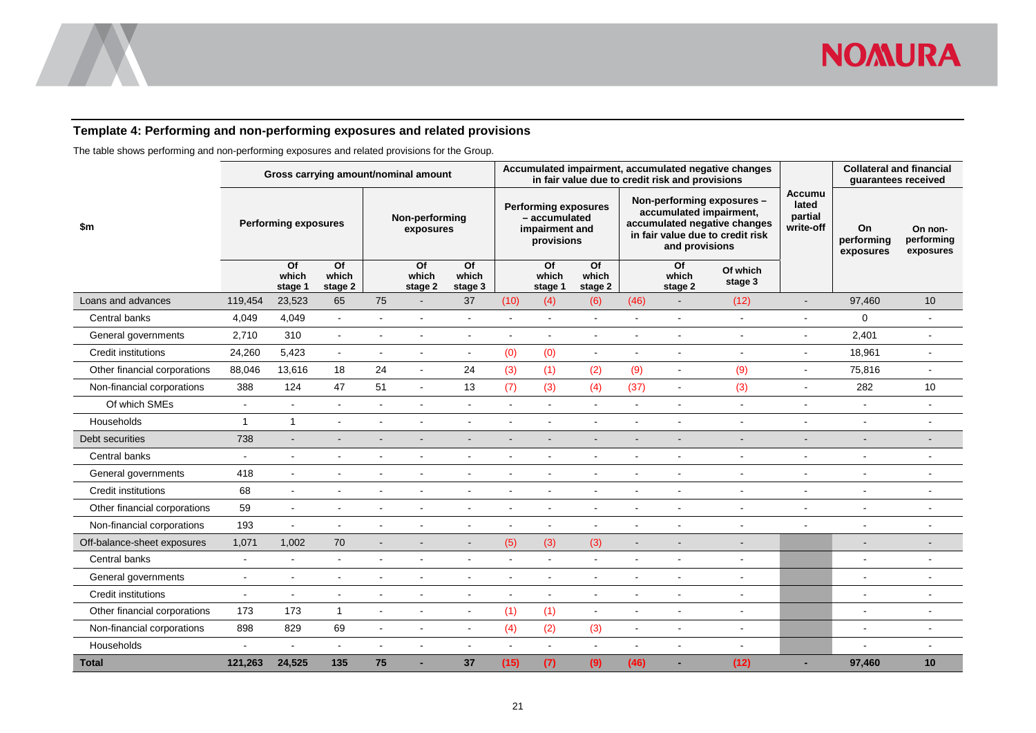## Template 4: Performing and non-performing exposures and related provisions

The table shows performing and non-performing exposures and related provisions for the Group.

| $m | Gross carrying amount/nominal amount | | | | | | Accumulated impairment, accumulated negative changes in fair value due to credit risk and provisions | | | | | | Accumulated partial write-off | Collateral and financial guarantees received | |
|---|---|---|---|---|---|---|---|---|---|---|---|---|---|---|---|
| | Performing exposures | | | Non-performing exposures | | | Performing exposures – accumulated impairment and provisions | | | Non-performing exposures – accumulated impairment, accumulated negative changes in fair value due to credit risk and provisions | | | | On performing exposures | On non-performing exposures |
| | | Of which stage 1 | Of which stage 2 | | Of which stage 2 | Of which stage 3 | | Of which stage 1 | Of which stage 2 | | Of which stage 2 | Of which stage 3 | | | |
| Loans and advances | 119,454 | 23,523 | 65 | 75 | - | 37 | (10) | (4) | (6) | (46) | - | (12) | - | 97,460 | 10 |
| Central banks | 4,049 | 4,049 | - | - | - | - | - | - | - | - | - | - | - | 0 | - |
| General governments | 2,710 | 310 | - | - | - | - | - | - | - | - | - | - | - | 2,401 | - |
| Credit institutions | 24,260 | 5,423 | - | - | - | - | (0) | (0) | - | - | - | - | - | 18,961 | - |
| Other financial corporations | 88,046 | 13,616 | 18 | 24 | - | 24 | (3) | (1) | (2) | (9) | - | (9) | - | 75,816 | - |
| Non-financial corporations | 388 | 124 | 47 | 51 | - | 13 | (7) | (3) | (4) | (37) | - | (3) | - | 282 | 10 |
| Of which SMEs | - | - | - | - | - | - | - | - | - | - | - | - | - | - | - |
| Households | 1 | 1 | - | - | - | - | - | - | - | - | - | - | - | - | - |
| Debt securities | 738 | - | - | - | - | - | - | - | - | - | - | - | - | - | - |
| Central banks | - | - | - | - | - | - | - | - | - | - | - | - | - | - | - |
| General governments | 418 | - | - | - | - | - | - | - | - | - | - | - | - | - | - |
| Credit institutions | 68 | - | - | - | - | - | - | - | - | - | - | - | - | - | - |
| Other financial corporations | 59 | - | - | - | - | - | - | - | - | - | - | - | - | - | - |
| Non-financial corporations | 193 | - | - | - | - | - | - | - | - | - | - | - | - | - | - |
| Off-balance-sheet exposures | 1,071 | 1,002 | 70 | - | - | - | (5) | (3) | (3) | - | - | - | | - | - |
| Central banks | - | - | - | - | - | - | - | - | - | - | - | - | | - | - |
| General governments | - | - | - | - | - | - | - | - | - | - | - | - | | - | - |
| Credit institutions | - | - | - | - | - | - | - | - | - | - | - | - | | - | - |
| Other financial corporations | 173 | 173 | 1 | - | - | - | (1) | (1) | - | - | - | - | | - | - |
| Non-financial corporations | 898 | 829 | 69 | - | - | - | (4) | (2) | (3) | - | - | - | | - | - |
| Households | - | - | - | - | - | - | - | - | - | - | - | - | | - | - |
| **Total** | **121,263** | **24,525** | **135** | **75** | **-** | **37** | **(15)** | **(7)** | **(9)** | **(46)** | **-** | **(12)** | **-** | **97,460** | **10** |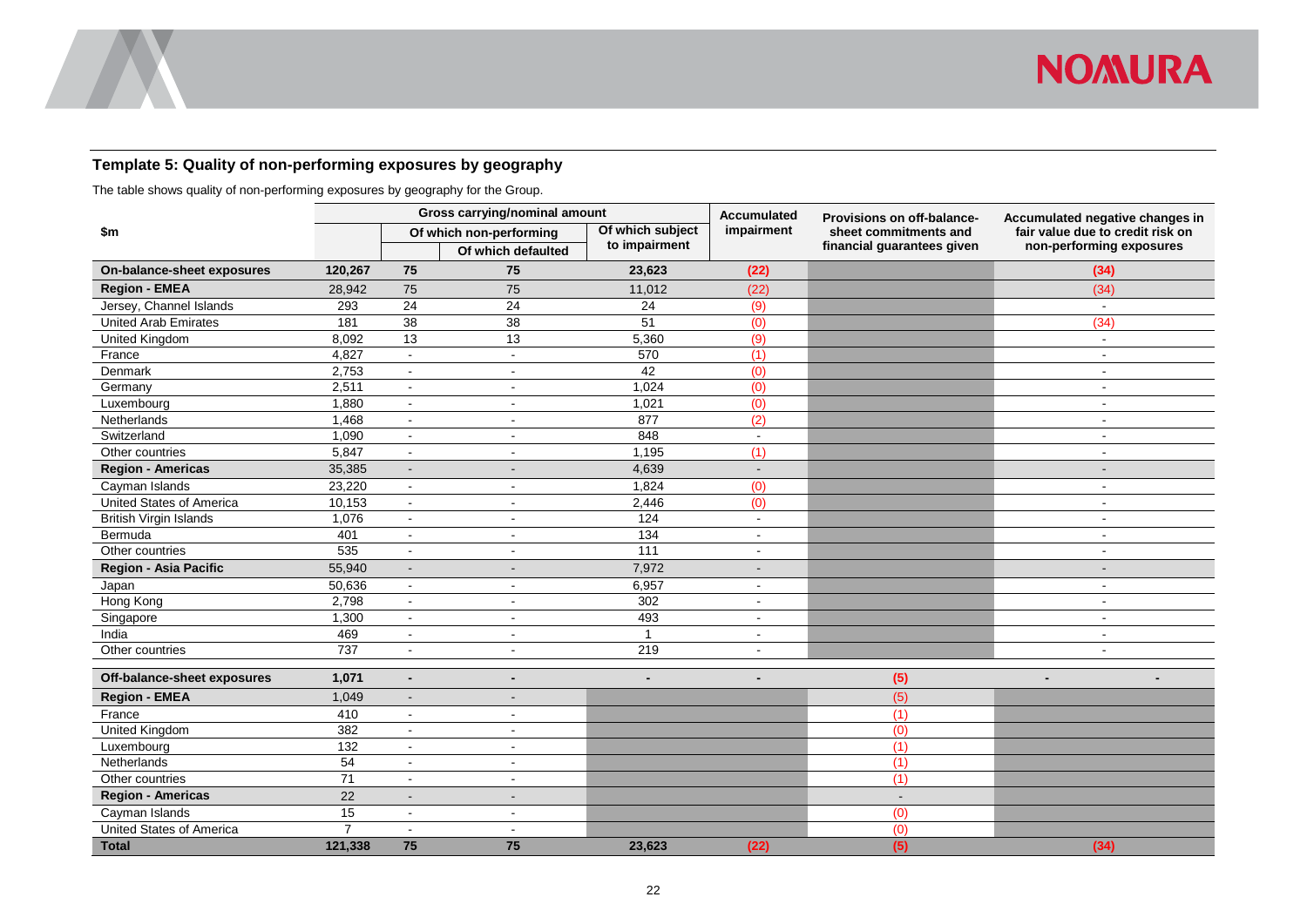### Template 5: Quality of non-performing exposures by geography

The table shows quality of non-performing exposures by geography for the Group.

| $m | Gross carrying/nominal amount | | | | Accumulated impairment | Provisions on off-balance-sheet commitments and financial guarantees given | Accumulated negative changes in fair value due to credit risk on non-performing exposures |
|---|---|---|---|---|---|---|---|
| | | Of which non-performing | | Of which subject to impairment | | | |
| | | | Of which defaulted | | | | |
| **On-balance-sheet exposures** | **120,267** | **75** | **75** | **23,623** | **(22)** | | **(34)** |
| **Region - EMEA** | 28,942 | 75 | 75 | 11,012 | (22) | | (34) |
| Jersey, Channel Islands | 293 | 24 | 24 | 24 | (9) | | - |
| United Arab Emirates | 181 | 38 | 38 | 51 | (0) | | (34) |
| United Kingdom | 8,092 | 13 | 13 | 5,360 | (9) | | - |
| France | 4,827 | - | - | 570 | (1) | | - |
| Denmark | 2,753 | - | - | 42 | (0) | | - |
| Germany | 2,511 | - | - | 1,024 | (0) | | - |
| Luxembourg | 1,880 | - | - | 1,021 | (0) | | - |
| Netherlands | 1,468 | - | - | 877 | (2) | | - |
| Switzerland | 1,090 | - | - | 848 | - | | - |
| Other countries | 5,847 | - | - | 1,195 | (1) | | - |
| **Region - Americas** | 35,385 | - | - | 4,639 | - | | - |
| Cayman Islands | 23,220 | - | - | 1,824 | (0) | | - |
| United States of America | 10,153 | - | - | 2,446 | (0) | | - |
| British Virgin Islands | 1,076 | - | - | 124 | - | | - |
| Bermuda | 401 | - | - | 134 | - | | - |
| Other countries | 535 | - | - | 111 | - | | - |
| **Region - Asia Pacific** | 55,940 | - | - | 7,972 | - | | - |
| Japan | 50,636 | - | - | 6,957 | - | | - |
| Hong Kong | 2,798 | - | - | 302 | - | | - |
| Singapore | 1,300 | - | - | 493 | - | | - |
| India | 469 | - | - | 1 | - | | - |
| Other countries | 737 | - | - | 219 | - | | - |
| **Off-balance-sheet exposures** | **1,071** | **-** | **-** | **-** | **-** | **(5)** | **-** |
| **Region - EMEA** | 1,049 | - | - | | | (5) | |
| France | 410 | - | - | | | (1) | |
| United Kingdom | 382 | - | - | | | (0) | |
| Luxembourg | 132 | - | - | | | (1) | |
| Netherlands | 54 | - | - | | | (1) | |
| Other countries | 71 | - | - | | | (1) | |
| **Region - Americas** | 22 | - | - | | | - | |
| Cayman Islands | 15 | - | - | | | (0) | |
| United States of America | 7 | - | - | | | (0) | |
| **Total** | **121,338** | **75** | **75** | **23,623** | **(22)** | **(5)** | **(34)** |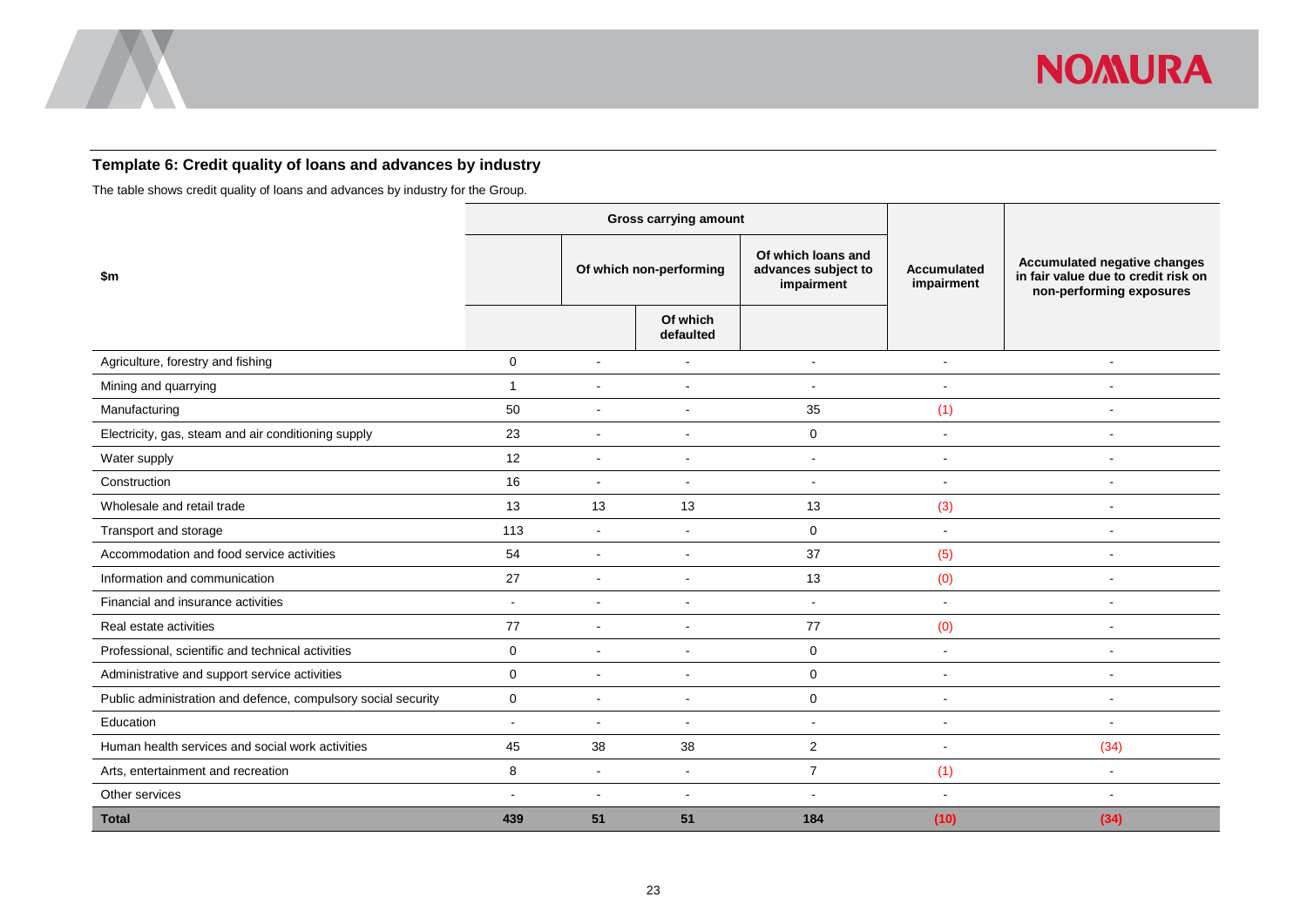### Template 6: Credit quality of loans and advances by industry

The table shows credit quality of loans and advances by industry for the Group.

| $m | Gross carrying amount | | | | Accumulated impairment | Accumulated negative changes in fair value due to credit risk on non-performing exposures |
|---|---|---|---|---|---|---|
| | | Of which non-performing | | Of which loans and advances subject to impairment | | |
| | | | Of which defaulted | | | |
| Agriculture, forestry and fishing | 0 | - | - | - | - | - |
| Mining and quarrying | 1 | - | - | - | - | - |
| Manufacturing | 50 | - | - | 35 | (1) | - |
| Electricity, gas, steam and air conditioning supply | 23 | - | - | 0 | - | - |
| Water supply | 12 | - | - | - | - | - |
| Construction | 16 | - | - | - | - | - |
| Wholesale and retail trade | 13 | 13 | 13 | 13 | (3) | - |
| Transport and storage | 113 | - | - | 0 | - | - |
| Accommodation and food service activities | 54 | - | - | 37 | (5) | - |
| Information and communication | 27 | - | - | 13 | (0) | - |
| Financial and insurance activities | - | - | - | - | - | - |
| Real estate activities | 77 | - | - | 77 | (0) | - |
| Professional, scientific and technical activities | 0 | - | - | 0 | - | - |
| Administrative and support service activities | 0 | - | - | 0 | - | - |
| Public administration and defence, compulsory social security | 0 | - | - | 0 | - | - |
| Education | - | - | - | - | - | - |
| Human health services and social work activities | 45 | 38 | 38 | 2 | - | (34) |
| Arts, entertainment and recreation | 8 | - | - | 7 | (1) | - |
| Other services | - | - | - | - | - | - |
| **Total** | **439** | **51** | **51** | **184** | **(10)** | **(34)** |